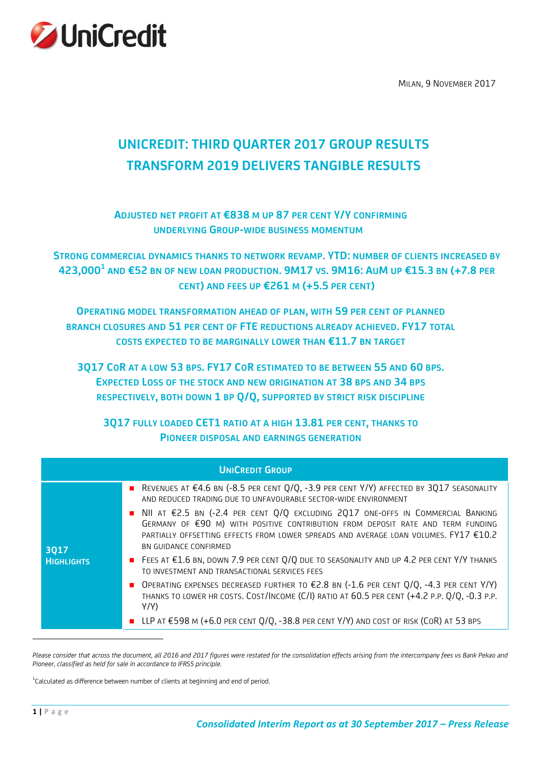MILAN, 9 NOVEMBER 2017

# UNICREDIT: THIRD QUARTER 2017 GROUP RESULTS
# TRANSFORM 2019 DELIVERS TANGIBLE RESULTS

### ADJUSTED NET PROFIT AT €838 M UP 87 PER CENT Y/Y CONFIRMING UNDERLYING GROUP-WIDE BUSINESS MOMENTUM

### STRONG COMMERCIAL DYNAMICS THANKS TO NETWORK REVAMP. YTD: NUMBER OF CLIENTS INCREASED BY 423,000[1] AND €52 BN OF NEW LOAN PRODUCTION. 9M17 VS. 9M16: AUM UP €15.3 BN (+7.8 PER CENT) AND FEES UP €261 M (+5.5 PER CENT)

### OPERATING MODEL TRANSFORMATION AHEAD OF PLAN, WITH 59 PER CENT OF PLANNED BRANCH CLOSURES AND 51 PER CENT OF FTE REDUCTIONS ALREADY ACHIEVED. FY17 TOTAL COSTS EXPECTED TO BE MARGINALLY LOWER THAN €11.7 BN TARGET

### 3Q17 COR AT A LOW 53 BPS. FY17 COR ESTIMATED TO BE BETWEEN 55 AND 60 BPS. EXPECTED LOSS OF THE STOCK AND NEW ORIGINATION AT 38 BPS AND 34 BPS RESPECTIVELY, BOTH DOWN 1 BP Q/Q, SUPPORTED BY STRICT RISK DISCIPLINE

### 3Q17 FULLY LOADED CET1 RATIO AT A HIGH 13.81 PER CENT, THANKS TO PIONEER DISPOSAL AND EARNINGS GENERATION

| UNICREDIT GROUP | |
|---|---|
| **3Q17 HIGHLIGHTS** | ▪ REVENUES AT €4.6 BN (-8.5 PER CENT Q/Q, -3.9 PER CENT Y/Y) AFFECTED BY 3Q17 SEASONALITY AND REDUCED TRADING DUE TO UNFAVOURABLE SECTOR-WIDE ENVIRONMENT<br>▪ NII AT €2.5 BN (-2.4 PER CENT Q/Q EXCLUDING 2Q17 ONE-OFFS IN COMMERCIAL BANKING GERMANY OF €90 M) WITH POSITIVE CONTRIBUTION FROM DEPOSIT RATE AND TERM FUNDING PARTIALLY OFFSETTING EFFECTS FROM LOWER SPREADS AND AVERAGE LOAN VOLUMES. FY17 €10.2 BN GUIDANCE CONFIRMED<br>▪ FEES AT €1.6 BN, DOWN 7.9 PER CENT Q/Q DUE TO SEASONALITY AND UP 4.2 PER CENT Y/Y THANKS TO INVESTMENT AND TRANSACTIONAL SERVICES FEES<br>▪ OPERATING EXPENSES DECREASED FURTHER TO €2.8 BN (-1.6 PER CENT Q/Q, -4.3 PER CENT Y/Y) THANKS TO LOWER HR COSTS. COST/INCOME (C/I) RATIO AT 60.5 PER CENT (+4.2 P.P. Q/Q, -0.3 P.P. Y/Y)<br>▪ LLP AT €598 M (+6.0 PER CENT Q/Q, -38.8 PER CENT Y/Y) AND COST OF RISK (COR) AT 53 BPS |

*Please consider that across the document, all 2016 and 2017 figures were restated for the consolidation effects arising from the intercompany fees vs Bank Pekao and Pioneer, classified as held for sale in accordance to IFRS5 principle.*

[1] Calculated as difference between number of clients at beginning and end of period.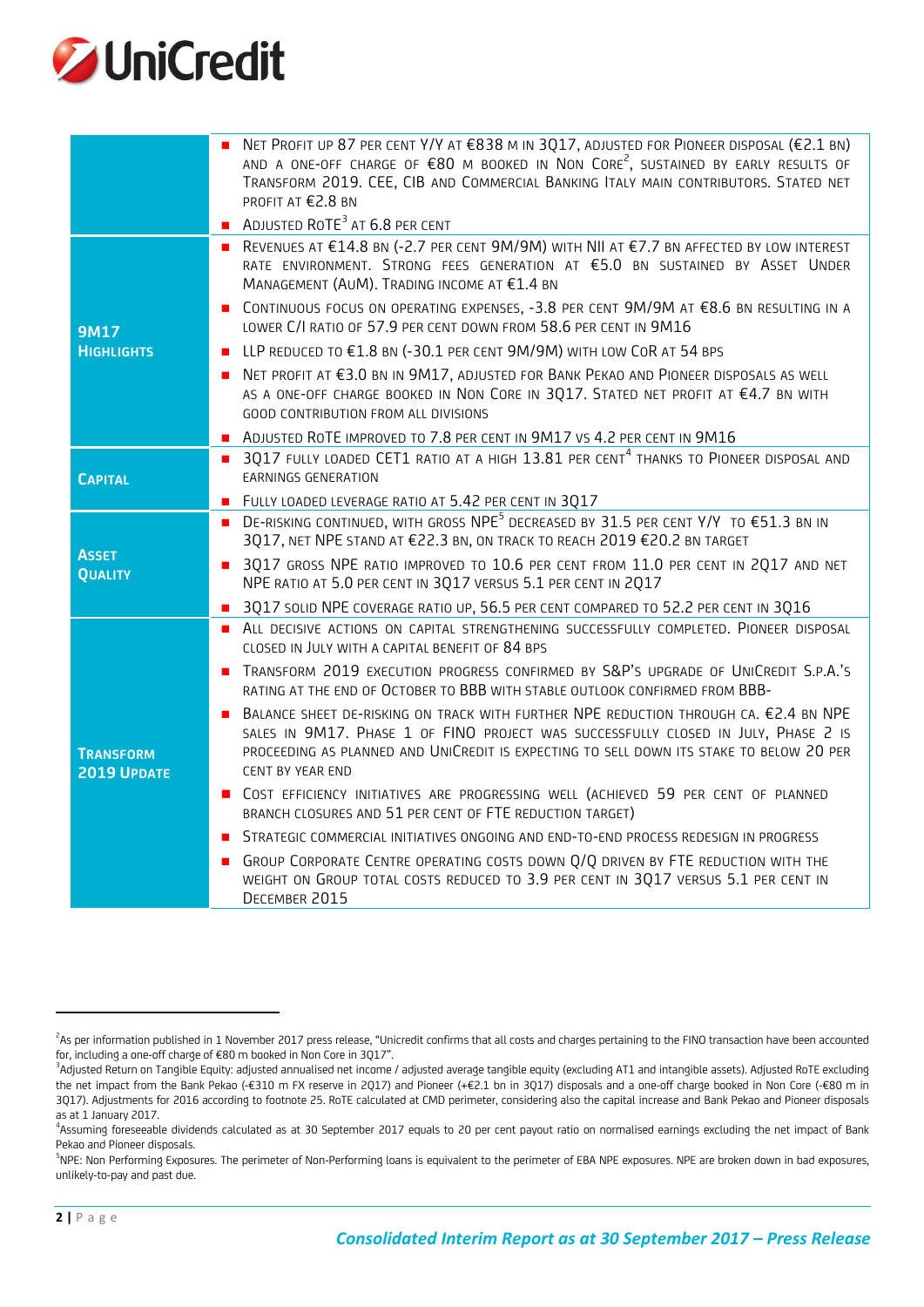| | |
|---|---|
| | ■ Net profit up 87 per cent Y/Y at €838 m in 3Q17, adjusted for Pioneer disposal (€2.1 bn) and a one-off charge of €80 m booked in Non Core[2], sustained by early results of Transform 2019. CEE, CIB and Commercial Banking Italy main contributors. Stated net profit at €2.8 bn<br>■ Adjusted RoTE[3] at 6.8 per cent |
| **9M17 Highlights** | ■ Revenues at €14.8 bn (-2.7 per cent 9M/9M) with NII at €7.7 bn affected by low interest rate environment. Strong fees generation at €5.0 bn sustained by Asset Under Management (AuM). Trading income at €1.4 bn<br>■ Continuous focus on operating expenses, -3.8 per cent 9M/9M at €8.6 bn resulting in a lower C/I ratio of 57.9 per cent down from 58.6 per cent in 9M16<br>■ LLP reduced to €1.8 bn (-30.1 per cent 9M/9M) with low CoR at 54 bps<br>■ Net profit at €3.0 bn in 9M17, adjusted for Bank Pekao and Pioneer disposals as well as a one-off charge booked in Non Core in 3Q17. Stated net profit at €4.7 bn with good contribution from all divisions<br>■ Adjusted RoTE improved to 7.8 per cent in 9M17 vs 4.2 per cent in 9M16 |
| **Capital** | ■ 3Q17 fully loaded CET1 ratio at a high 13.81 per cent[4] thanks to Pioneer disposal and earnings generation<br>■ Fully loaded leverage ratio at 5.42 per cent in 3Q17 |
| **Asset Quality** | ■ De-risking continued, with gross NPE[5] decreased by 31.5 per cent Y/Y to €51.3 bn in 3Q17, net NPE stand at €22.3 bn, on track to reach 2019 €20.2 bn target<br>■ 3Q17 gross NPE ratio improved to 10.6 per cent from 11.0 per cent in 2Q17 and net NPE ratio at 5.0 per cent in 3Q17 versus 5.1 per cent in 2Q17<br>■ 3Q17 solid NPE coverage ratio up, 56.5 per cent compared to 52.2 per cent in 3Q16 |
| **Transform 2019 Update** | ■ All decisive actions on capital strengthening successfully completed. Pioneer disposal closed in July with a capital benefit of 84 bps<br>■ Transform 2019 execution progress confirmed by S&P's upgrade of UniCredit S.p.A.'s rating at the end of October to BBB with stable outlook confirmed from BBB-<br>■ Balance sheet de-risking on track with further NPE reduction through ca. €2.4 bn NPE sales in 9M17. Phase 1 of FINO project was successfully closed in July, Phase 2 is proceeding as planned and UniCredit is expecting to sell down its stake to below 20 per cent by year end<br>■ Cost efficiency initiatives are progressing well (achieved 59 per cent of planned branch closures and 51 per cent of FTE reduction target)<br>■ Strategic commercial initiatives ongoing and end-to-end process redesign in progress<br>■ Group Corporate Centre operating costs down Q/Q driven by FTE reduction with the weight on Group total costs reduced to 3.9 per cent in 3Q17 versus 5.1 per cent in December 2015 |

[2] As per information published in 1 November 2017 press release, "Unicredit confirms that all costs and charges pertaining to the FINO transaction have been accounted for, including a one-off charge of €80 m booked in Non Core in 3Q17".

[3] Adjusted Return on Tangible Equity: adjusted annualised net income / adjusted average tangible equity (excluding AT1 and intangible assets). Adjusted RoTE excluding the net impact from the Bank Pekao (-€310 m FX reserve in 2Q17) and Pioneer (+€2.1 bn in 3Q17) disposals and a one-off charge booked in Non Core (-€80 m in 3Q17). Adjustments for 2016 according to footnote 25. RoTE calculated at CMD perimeter, considering also the capital increase and Bank Pekao and Pioneer disposals as at 1 January 2017.

[4] Assuming foreseeable dividends calculated as at 30 September 2017 equals to 20 per cent payout ratio on normalised earnings excluding the net impact of Bank Pekao and Pioneer disposals.

[5] NPE: Non Performing Exposures. The perimeter of Non-Performing loans is equivalent to the perimeter of EBA NPE exposures. NPE are broken down in bad exposures, unlikely-to-pay and past due.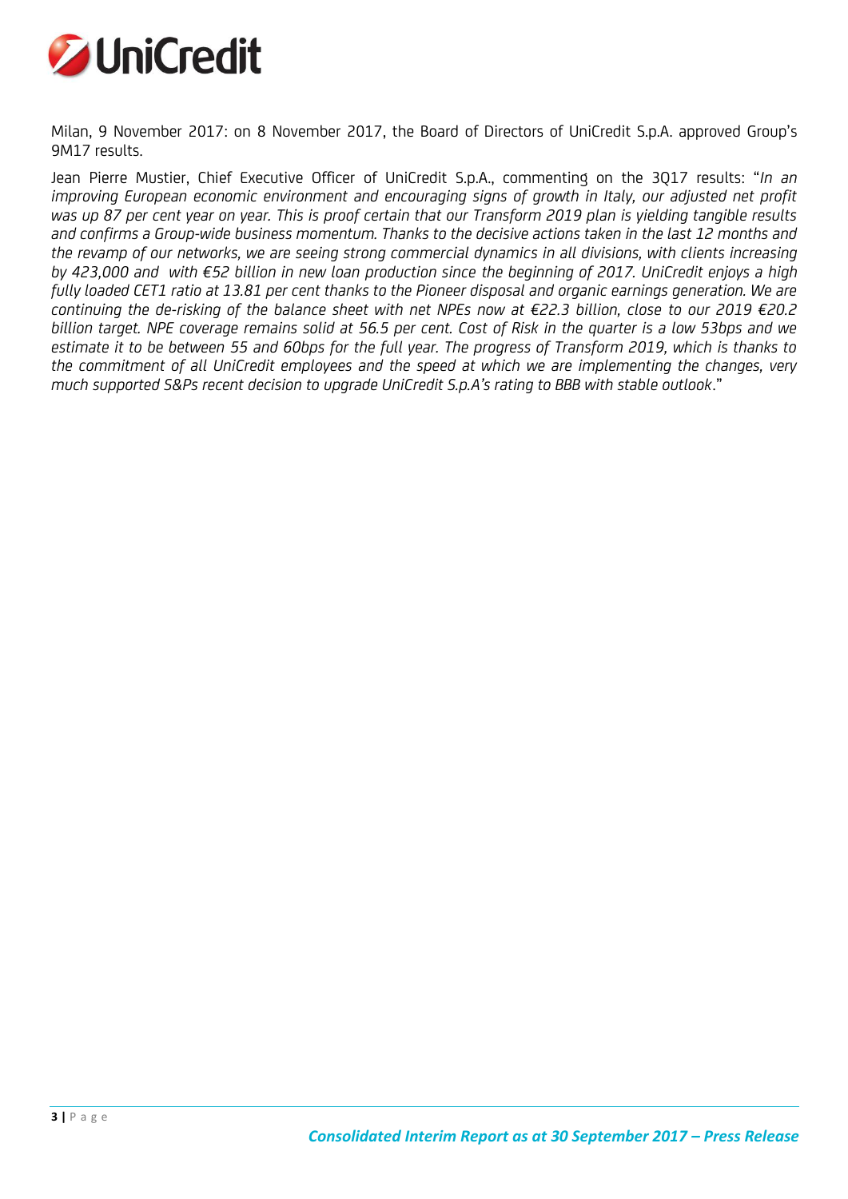Milan, 9 November 2017: on 8 November 2017, the Board of Directors of UniCredit S.p.A. approved Group's 9M17 results.

Jean Pierre Mustier, Chief Executive Officer of UniCredit S.p.A., commenting on the 3Q17 results: "*In an improving European economic environment and encouraging signs of growth in Italy, our adjusted net profit was up 87 per cent year on year. This is proof certain that our Transform 2019 plan is yielding tangible results and confirms a Group-wide business momentum. Thanks to the decisive actions taken in the last 12 months and the revamp of our networks, we are seeing strong commercial dynamics in all divisions, with clients increasing by 423,000 and with €52 billion in new loan production since the beginning of 2017. UniCredit enjoys a high fully loaded CET1 ratio at 13.81 per cent thanks to the Pioneer disposal and organic earnings generation. We are continuing the de-risking of the balance sheet with net NPEs now at €22.3 billion, close to our 2019 €20.2 billion target. NPE coverage remains solid at 56.5 per cent. Cost of Risk in the quarter is a low 53bps and we estimate it to be between 55 and 60bps for the full year. The progress of Transform 2019, which is thanks to the commitment of all UniCredit employees and the speed at which we are implementing the changes, very much supported S&Ps recent decision to upgrade UniCredit S.p.A's rating to BBB with stable outlook*."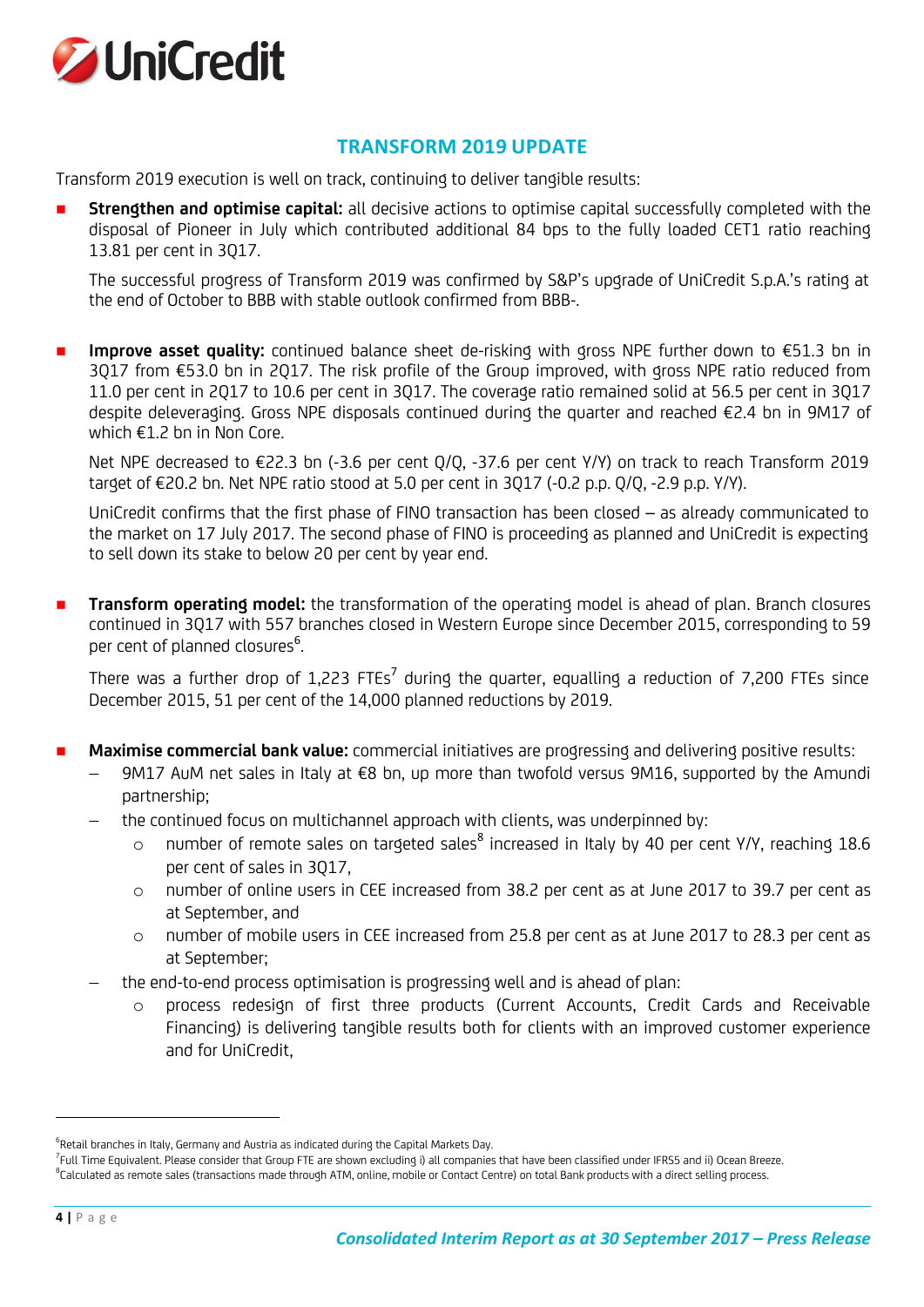## TRANSFORM 2019 UPDATE

Transform 2019 execution is well on track, continuing to deliver tangible results:

- **Strengthen and optimise capital:** all decisive actions to optimise capital successfully completed with the disposal of Pioneer in July which contributed additional 84 bps to the fully loaded CET1 ratio reaching 13.81 per cent in 3Q17.

  The successful progress of Transform 2019 was confirmed by S&P's upgrade of UniCredit S.p.A.'s rating at the end of October to BBB with stable outlook confirmed from BBB-.

- **Improve asset quality:** continued balance sheet de-risking with gross NPE further down to €51.3 bn in 3Q17 from €53.0 bn in 2Q17. The risk profile of the Group improved, with gross NPE ratio reduced from 11.0 per cent in 2Q17 to 10.6 per cent in 3Q17. The coverage ratio remained solid at 56.5 per cent in 3Q17 despite deleveraging. Gross NPE disposals continued during the quarter and reached €2.4 bn in 9M17 of which €1.2 bn in Non Core.

  Net NPE decreased to €22.3 bn (-3.6 per cent Q/Q, -37.6 per cent Y/Y) on track to reach Transform 2019 target of €20.2 bn. Net NPE ratio stood at 5.0 per cent in 3Q17 (-0.2 p.p. Q/Q, -2.9 p.p. Y/Y).

  UniCredit confirms that the first phase of FINO transaction has been closed – as already communicated to the market on 17 July 2017. The second phase of FINO is proceeding as planned and UniCredit is expecting to sell down its stake to below 20 per cent by year end.

- **Transform operating model:** the transformation of the operating model is ahead of plan. Branch closures continued in 3Q17 with 557 branches closed in Western Europe since December 2015, corresponding to 59 per cent of planned closures[6].

  There was a further drop of 1,223 FTEs[7] during the quarter, equalling a reduction of 7,200 FTEs since December 2015, 51 per cent of the 14,000 planned reductions by 2019.

- **Maximise commercial bank value:** commercial initiatives are progressing and delivering positive results:
  - 9M17 AuM net sales in Italy at €8 bn, up more than twofold versus 9M16, supported by the Amundi partnership;
  - the continued focus on multichannel approach with clients, was underpinned by:
    - number of remote sales on targeted sales[8] increased in Italy by 40 per cent Y/Y, reaching 18.6 per cent of sales in 3Q17,
    - number of online users in CEE increased from 38.2 per cent as at June 2017 to 39.7 per cent as at September, and
    - number of mobile users in CEE increased from 25.8 per cent as at June 2017 to 28.3 per cent as at September;
  - the end-to-end process optimisation is progressing well and is ahead of plan:
    - process redesign of first three products (Current Accounts, Credit Cards and Receivable Financing) is delivering tangible results both for clients with an improved customer experience and for UniCredit,

---

[6] Retail branches in Italy, Germany and Austria as indicated during the Capital Markets Day.

[7] Full Time Equivalent. Please consider that Group FTE are shown excluding i) all companies that have been classified under IFRS5 and ii) Ocean Breeze.

[8] Calculated as remote sales (transactions made through ATM, online, mobile or Contact Centre) on total Bank products with a direct selling process.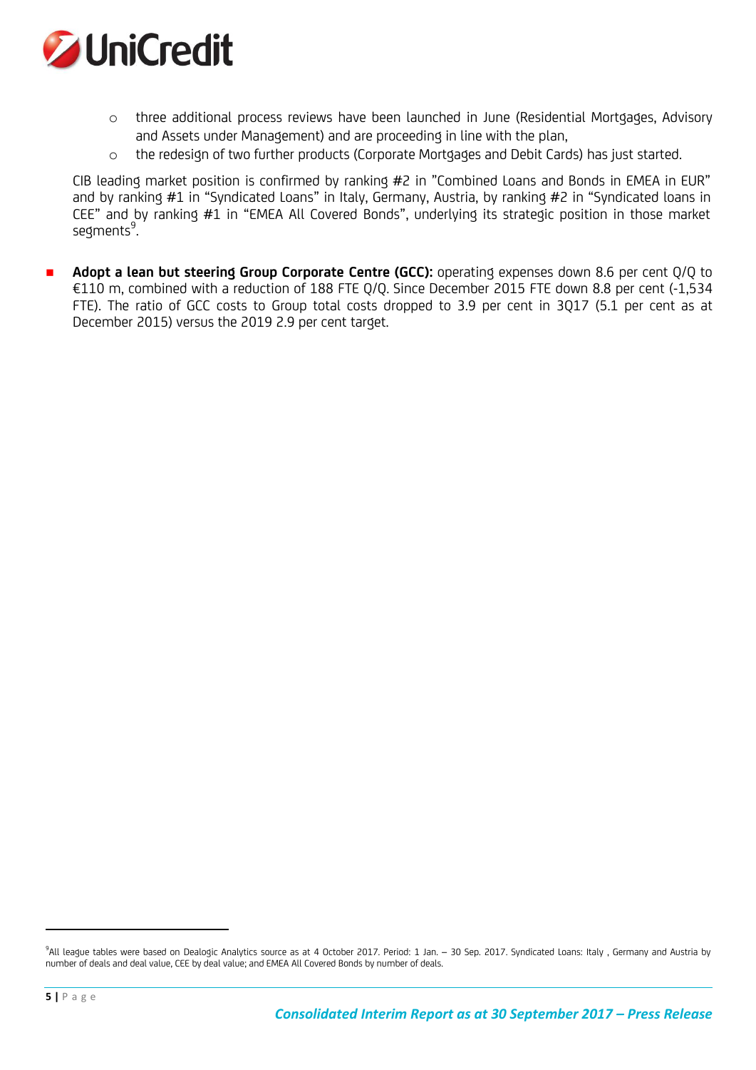- three additional process reviews have been launched in June (Residential Mortgages, Advisory and Assets under Management) and are proceeding in line with the plan,
    - the redesign of two further products (Corporate Mortgages and Debit Cards) has just started.

  CIB leading market position is confirmed by ranking #2 in "Combined Loans and Bonds in EMEA in EUR" and by ranking #1 in "Syndicated Loans" in Italy, Germany, Austria, by ranking #2 in "Syndicated loans in CEE" and by ranking #1 in "EMEA All Covered Bonds", underlying its strategic position in those market segments[9].

- **Adopt a lean but steering Group Corporate Centre (GCC):** operating expenses down 8.6 per cent Q/Q to €110 m, combined with a reduction of 188 FTE Q/Q. Since December 2015 FTE down 8.8 per cent (-1,534 FTE). The ratio of GCC costs to Group total costs dropped to 3.9 per cent in 3Q17 (5.1 per cent as at December 2015) versus the 2019 2.9 per cent target.

[9] All league tables were based on Dealogic Analytics source as at 4 October 2017. Period: 1 Jan. – 30 Sep. 2017. Syndicated Loans: Italy , Germany and Austria by number of deals and deal value, CEE by deal value; and EMEA All Covered Bonds by number of deals.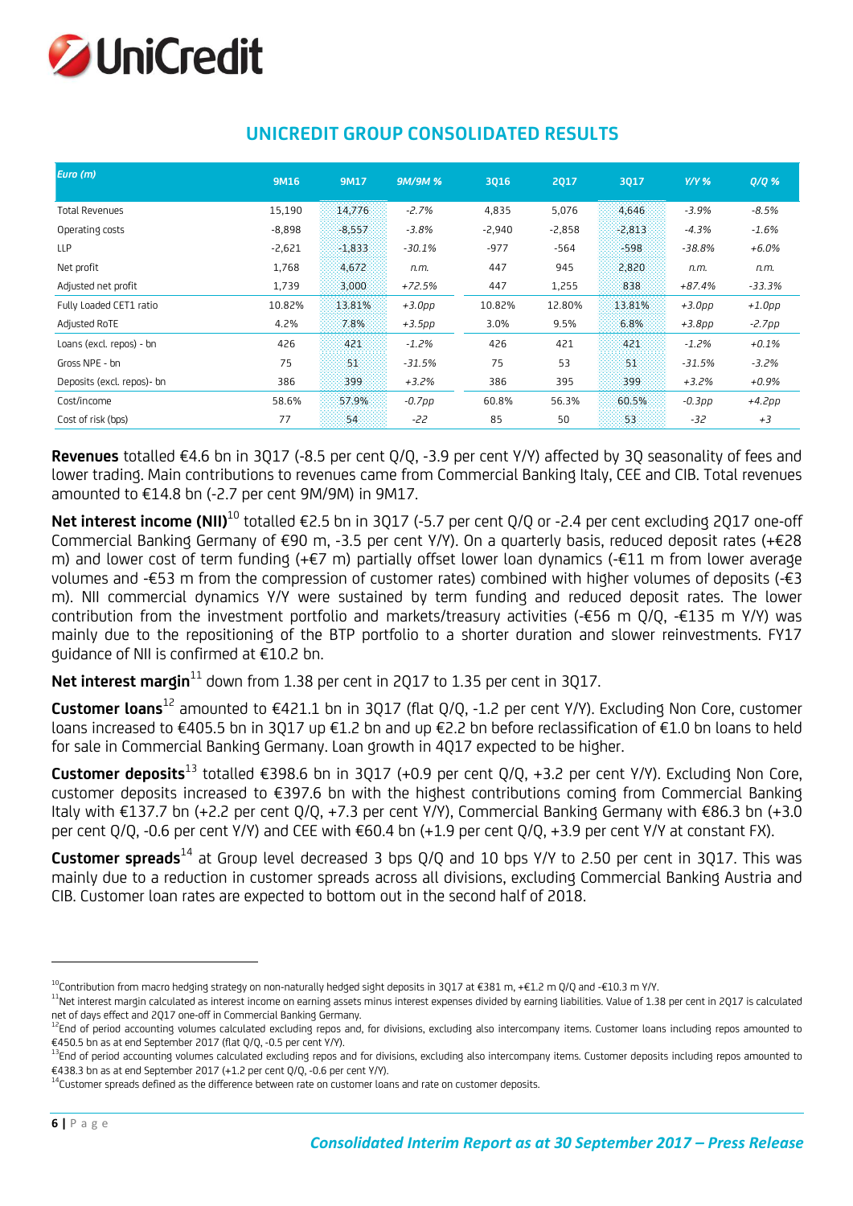## UNICREDIT GROUP CONSOLIDATED RESULTS

| *Euro (m)* | 9M16 | 9M17 | 9M/9M % | 3Q16 | 2Q17 | 3Q17 | Y/Y % | Q/Q % |
|---|---|---|---|---|---|---|---|---|
| Total Revenues | 15,190 | 14,776 | *-2.7%* | 4,835 | 5,076 | 4,646 | *-3.9%* | *-8.5%* |
| Operating costs | -8,898 | -8,557 | *-3.8%* | -2,940 | -2,858 | -2,813 | *-4.3%* | *-1.6%* |
| LLP | -2,621 | -1,833 | *-30.1%* | -977 | -564 | -598 | *-38.8%* | *+6.0%* |
| Net profit | 1,768 | 4,672 | *n.m.* | 447 | 945 | 2,820 | *n.m.* | *n.m.* |
| Adjusted net profit | 1,739 | 3,000 | *+72.5%* | 447 | 1,255 | 838 | *+87.4%* | *-33.3%* |
| Fully Loaded CET1 ratio | 10.82% | 13.81% | *+3.0pp* | 10.82% | 12.80% | 13.81% | *+3.0pp* | *+1.0pp* |
| Adjusted RoTE | 4.2% | 7.8% | *+3.5pp* | 3.0% | 9.5% | 6.8% | *+3.8pp* | *-2.7pp* |
| Loans (excl. repos) - bn | 426 | 421 | *-1.2%* | 426 | 421 | 421 | *-1.2%* | *+0.1%* |
| Gross NPE - bn | 75 | 51 | *-31.5%* | 75 | 53 | 51 | *-31.5%* | *-3.2%* |
| Deposits (excl. repos)- bn | 386 | 399 | *+3.2%* | 386 | 395 | 399 | *+3.2%* | *+0.9%* |
| Cost/income | 58.6% | 57.9% | *-0.7pp* | 60.8% | 56.3% | 60.5% | *-0.3pp* | *+4.2pp* |
| Cost of risk (bps) | 77 | 54 | *-22* | 85 | 50 | 53 | *-32* | *+3* |

**Revenues** totalled €4.6 bn in 3Q17 (-8.5 per cent Q/Q, -3.9 per cent Y/Y) affected by 3Q seasonality of fees and lower trading. Main contributions to revenues came from Commercial Banking Italy, CEE and CIB. Total revenues amounted to €14.8 bn (-2.7 per cent 9M/9M) in 9M17.

**Net interest income (NII)**[10] totalled €2.5 bn in 3Q17 (-5.7 per cent Q/Q or -2.4 per cent excluding 2Q17 one-off Commercial Banking Germany of €90 m, -3.5 per cent Y/Y). On a quarterly basis, reduced deposit rates (+€28 m) and lower cost of term funding (+€7 m) partially offset lower loan dynamics (-€11 m from lower average volumes and -€53 m from the compression of customer rates) combined with higher volumes of deposits (-€3 m). NII commercial dynamics Y/Y were sustained by term funding and reduced deposit rates. The lower contribution from the investment portfolio and markets/treasury activities (-€56 m Q/Q, -€135 m Y/Y) was mainly due to the repositioning of the BTP portfolio to a shorter duration and slower reinvestments. FY17 guidance of NII is confirmed at €10.2 bn.

**Net interest margin**[11] down from 1.38 per cent in 2Q17 to 1.35 per cent in 3Q17.

**Customer loans**[12] amounted to €421.1 bn in 3Q17 (flat Q/Q, -1.2 per cent Y/Y). Excluding Non Core, customer loans increased to €405.5 bn in 3Q17 up €1.2 bn and up €2.2 bn before reclassification of €1.0 bn loans to held for sale in Commercial Banking Germany. Loan growth in 4Q17 expected to be higher.

**Customer deposits**[13] totalled €398.6 bn in 3Q17 (+0.9 per cent Q/Q, +3.2 per cent Y/Y). Excluding Non Core, customer deposits increased to €397.6 bn with the highest contributions coming from Commercial Banking Italy with €137.7 bn (+2.2 per cent Q/Q, +7.3 per cent Y/Y), Commercial Banking Germany with €86.3 bn (+3.0 per cent Q/Q, -0.6 per cent Y/Y) and CEE with €60.4 bn (+1.9 per cent Q/Q, +3.9 per cent Y/Y at constant FX).

**Customer spreads**[14] at Group level decreased 3 bps Q/Q and 10 bps Y/Y to 2.50 per cent in 3Q17. This was mainly due to a reduction in customer spreads across all divisions, excluding Commercial Banking Austria and CIB. Customer loan rates are expected to bottom out in the second half of 2018.

---

[10] Contribution from macro hedging strategy on non-naturally hedged sight deposits in 3Q17 at €381 m, +€1.2 m Q/Q and -€10.3 m Y/Y.

[11] Net interest margin calculated as interest income on earning assets minus interest expenses divided by earning liabilities. Value of 1.38 per cent in 2Q17 is calculated net of days effect and 2Q17 one-off in Commercial Banking Germany.

[12] End of period accounting volumes calculated excluding repos and, for divisions, excluding also intercompany items. Customer loans including repos amounted to €450.5 bn as at end September 2017 (flat Q/Q, -0.5 per cent Y/Y).

[13] End of period accounting volumes calculated excluding repos and for divisions, excluding also intercompany items. Customer deposits including repos amounted to €438.3 bn as at end September 2017 (+1.2 per cent Q/Q, -0.6 per cent Y/Y).

[14] Customer spreads defined as the difference between rate on customer loans and rate on customer deposits.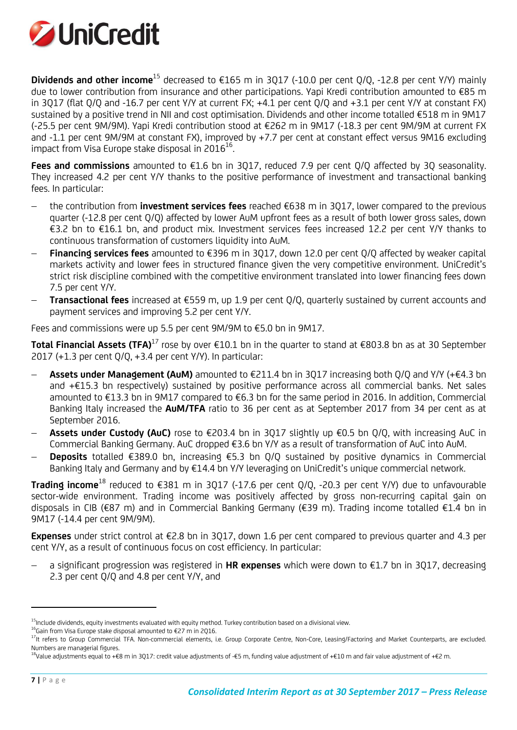**Dividends and other income**[15] decreased to €165 m in 3Q17 (-10.0 per cent Q/Q, -12.8 per cent Y/Y) mainly due to lower contribution from insurance and other participations. Yapi Kredi contribution amounted to €85 m in 3Q17 (flat Q/Q and -16.7 per cent Y/Y at current FX; +4.1 per cent Q/Q and +3.1 per cent Y/Y at constant FX) sustained by a positive trend in NII and cost optimisation. Dividends and other income totalled €518 m in 9M17 (-25.5 per cent 9M/9M). Yapi Kredi contribution stood at €262 m in 9M17 (-18.3 per cent 9M/9M at current FX and -1.1 per cent 9M/9M at constant FX), improved by +7.7 per cent at constant effect versus 9M16 excluding impact from Visa Europe stake disposal in 2016[16].

**Fees and commissions** amounted to €1.6 bn in 3Q17, reduced 7.9 per cent Q/Q affected by 3Q seasonality. They increased 4.2 per cent Y/Y thanks to the positive performance of investment and transactional banking fees. In particular:

- the contribution from **investment services fees** reached €638 m in 3Q17, lower compared to the previous quarter (-12.8 per cent Q/Q) affected by lower AuM upfront fees as a result of both lower gross sales, down €3.2 bn to €16.1 bn, and product mix. Investment services fees increased 12.2 per cent Y/Y thanks to continuous transformation of customers liquidity into AuM.
- **Financing services fees** amounted to €396 m in 3Q17, down 12.0 per cent Q/Q affected by weaker capital markets activity and lower fees in structured finance given the very competitive environment. UniCredit's strict risk discipline combined with the competitive environment translated into lower financing fees down 7.5 per cent Y/Y.
- **Transactional fees** increased at €559 m, up 1.9 per cent Q/Q, quarterly sustained by current accounts and payment services and improving 5.2 per cent Y/Y.

Fees and commissions were up 5.5 per cent 9M/9M to €5.0 bn in 9M17.

**Total Financial Assets (TFA)**[17] rose by over €10.1 bn in the quarter to stand at €803.8 bn as at 30 September 2017 (+1.3 per cent Q/Q, +3.4 per cent Y/Y). In particular:

- **Assets under Management (AuM)** amounted to €211.4 bn in 3Q17 increasing both Q/Q and Y/Y (+€4.3 bn and +€15.3 bn respectively) sustained by positive performance across all commercial banks. Net sales amounted to €13.3 bn in 9M17 compared to €6.3 bn for the same period in 2016. In addition, Commercial Banking Italy increased the **AuM/TFA** ratio to 36 per cent as at September 2017 from 34 per cent as at September 2016.
- **Assets under Custody (AuC)** rose to €203.4 bn in 3Q17 slightly up €0.5 bn Q/Q, with increasing AuC in Commercial Banking Germany. AuC dropped €3.6 bn Y/Y as a result of transformation of AuC into AuM.
- **Deposits** totalled €389.0 bn, increasing €5.3 bn Q/Q sustained by positive dynamics in Commercial Banking Italy and Germany and by €14.4 bn Y/Y leveraging on UniCredit's unique commercial network.

**Trading income**[18] reduced to €381 m in 3Q17 (-17.6 per cent Q/Q, -20.3 per cent Y/Y) due to unfavourable sector-wide environment. Trading income was positively affected by gross non-recurring capital gain on disposals in CIB (€87 m) and in Commercial Banking Germany (€39 m). Trading income totalled €1.4 bn in 9M17 (-14.4 per cent 9M/9M).

**Expenses** under strict control at €2.8 bn in 3Q17, down 1.6 per cent compared to previous quarter and 4.3 per cent Y/Y, as a result of continuous focus on cost efficiency. In particular:

- a significant progression was registered in **HR expenses** which were down to €1.7 bn in 3Q17, decreasing 2.3 per cent Q/Q and 4.8 per cent Y/Y, and

---

[15] Include dividends, equity investments evaluated with equity method. Turkey contribution based on a divisional view.

[16] Gain from Visa Europe stake disposal amounted to €27 m in 2Q16.

[17] It refers to Group Commercial TFA. Non-commercial elements, i.e. Group Corporate Centre, Non-Core, Leasing/Factoring and Market Counterparts, are excluded. Numbers are managerial figures.

[18] Value adjustments equal to +€8 m in 3Q17: credit value adjustments of -€5 m, funding value adjustment of +€10 m and fair value adjustment of +€2 m.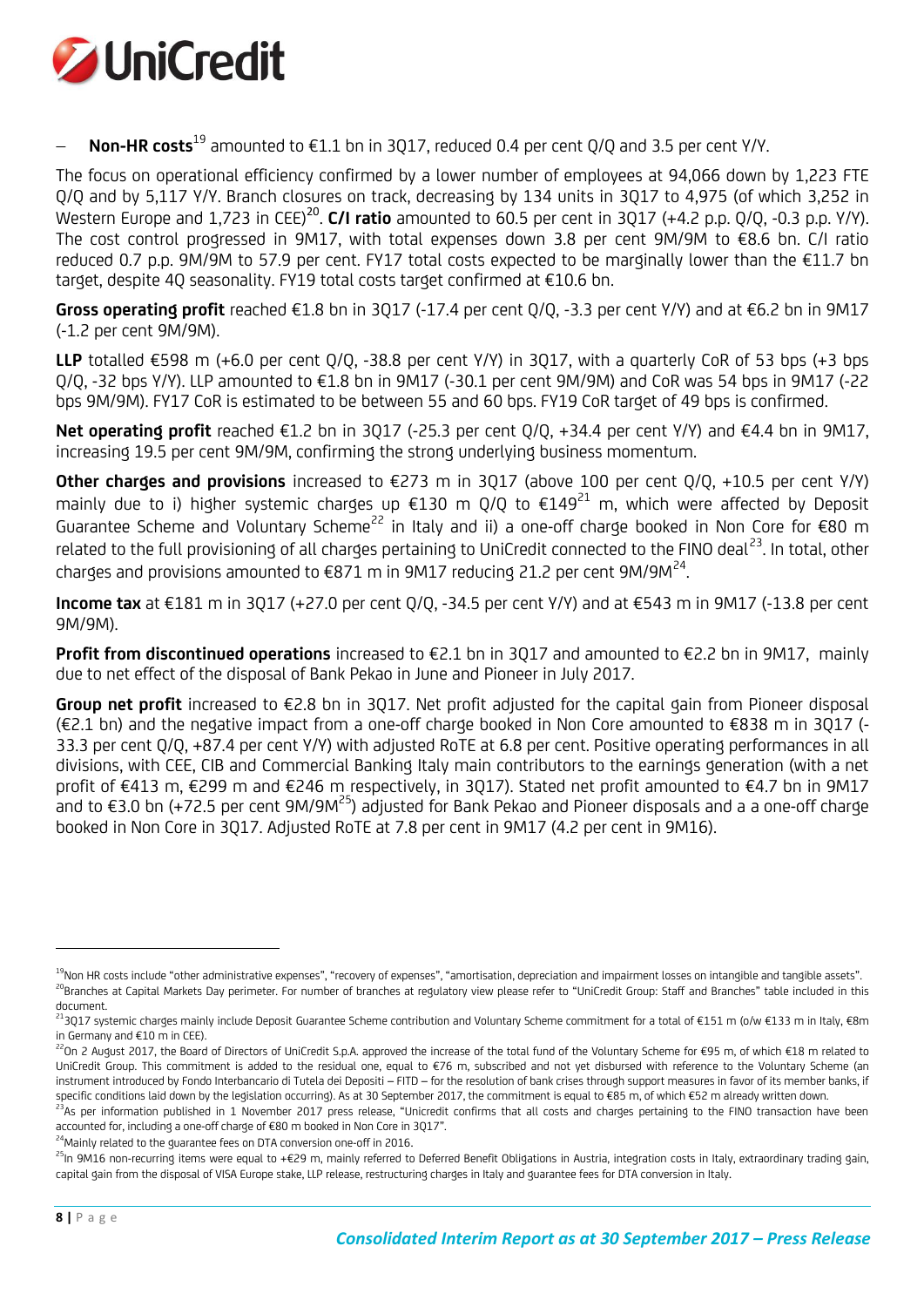– **Non-HR costs**[19] amounted to €1.1 bn in 3Q17, reduced 0.4 per cent Q/Q and 3.5 per cent Y/Y.

The focus on operational efficiency confirmed by a lower number of employees at 94,066 down by 1,223 FTE Q/Q and by 5,117 Y/Y. Branch closures on track, decreasing by 134 units in 3Q17 to 4,975 (of which 3,252 in Western Europe and 1,723 in CEE)[20]. **C/I ratio** amounted to 60.5 per cent in 3Q17 (+4.2 p.p. Q/Q, -0.3 p.p. Y/Y). The cost control progressed in 9M17, with total expenses down 3.8 per cent 9M/9M to €8.6 bn. C/I ratio reduced 0.7 p.p. 9M/9M to 57.9 per cent. FY17 total costs expected to be marginally lower than the €11.7 bn target, despite 4Q seasonality. FY19 total costs target confirmed at €10.6 bn.

**Gross operating profit** reached €1.8 bn in 3Q17 (-17.4 per cent Q/Q, -3.3 per cent Y/Y) and at €6.2 bn in 9M17 (-1.2 per cent 9M/9M).

**LLP** totalled €598 m (+6.0 per cent Q/Q, -38.8 per cent Y/Y) in 3Q17, with a quarterly CoR of 53 bps (+3 bps Q/Q, -32 bps Y/Y). LLP amounted to €1.8 bn in 9M17 (-30.1 per cent 9M/9M) and CoR was 54 bps in 9M17 (-22 bps 9M/9M). FY17 CoR is estimated to be between 55 and 60 bps. FY19 CoR target of 49 bps is confirmed.

**Net operating profit** reached €1.2 bn in 3Q17 (-25.3 per cent Q/Q, +34.4 per cent Y/Y) and €4.4 bn in 9M17, increasing 19.5 per cent 9M/9M, confirming the strong underlying business momentum.

**Other charges and provisions** increased to €273 m in 3Q17 (above 100 per cent Q/Q, +10.5 per cent Y/Y) mainly due to i) higher systemic charges up €130 m Q/Q to €149[21] m, which were affected by Deposit Guarantee Scheme and Voluntary Scheme[22] in Italy and ii) a one-off charge booked in Non Core for €80 m related to the full provisioning of all charges pertaining to UniCredit connected to the FINO deal[23]. In total, other charges and provisions amounted to €871 m in 9M17 reducing 21.2 per cent 9M/9M[24].

**Income tax** at €181 m in 3Q17 (+27.0 per cent Q/Q, -34.5 per cent Y/Y) and at €543 m in 9M17 (-13.8 per cent 9M/9M).

**Profit from discontinued operations** increased to €2.1 bn in 3Q17 and amounted to €2.2 bn in 9M17, mainly due to net effect of the disposal of Bank Pekao in June and Pioneer in July 2017.

**Group net profit** increased to €2.8 bn in 3Q17. Net profit adjusted for the capital gain from Pioneer disposal (€2.1 bn) and the negative impact from a one-off charge booked in Non Core amounted to €838 m in 3Q17 (-33.3 per cent Q/Q, +87.4 per cent Y/Y) with adjusted RoTE at 6.8 per cent. Positive operating performances in all divisions, with CEE, CIB and Commercial Banking Italy main contributors to the earnings generation (with a net profit of €413 m, €299 m and €246 m respectively, in 3Q17). Stated net profit amounted to €4.7 bn in 9M17 and to €3.0 bn (+72.5 per cent 9M/9M[25]) adjusted for Bank Pekao and Pioneer disposals and a a one-off charge booked in Non Core in 3Q17. Adjusted RoTE at 7.8 per cent in 9M17 (4.2 per cent in 9M16).

---

[19] Non HR costs include "other administrative expenses", "recovery of expenses", "amortisation, depreciation and impairment losses on intangible and tangible assets".

[20] Branches at Capital Markets Day perimeter. For number of branches at regulatory view please refer to "UniCredit Group: Staff and Branches" table included in this document.

[21] 3Q17 systemic charges mainly include Deposit Guarantee Scheme contribution and Voluntary Scheme commitment for a total of €151 m (o/w €133 m in Italy, €8m in Germany and €10 m in CEE).

[22] On 2 August 2017, the Board of Directors of UniCredit S.p.A. approved the increase of the total fund of the Voluntary Scheme for €95 m, of which €18 m related to UniCredit Group. This commitment is added to the residual one, equal to €76 m, subscribed and not yet disbursed with reference to the Voluntary Scheme (an instrument introduced by Fondo Interbancario di Tutela dei Depositi – FITD – for the resolution of bank crises through support measures in favor of its member banks, if specific conditions laid down by the legislation occurring). As at 30 September 2017, the commitment is equal to €85 m, of which €52 m already written down.

[23] As per information published in 1 November 2017 press release, "Unicredit confirms that all costs and charges pertaining to the FINO transaction have been accounted for, including a one-off charge of €80 m booked in Non Core in 3Q17".

[24] Mainly related to the guarantee fees on DTA conversion one-off in 2016.

[25] In 9M16 non-recurring items were equal to +€29 m, mainly referred to Deferred Benefit Obligations in Austria, integration costs in Italy, extraordinary trading gain, capital gain from the disposal of VISA Europe stake, LLP release, restructuring charges in Italy and guarantee fees for DTA conversion in Italy.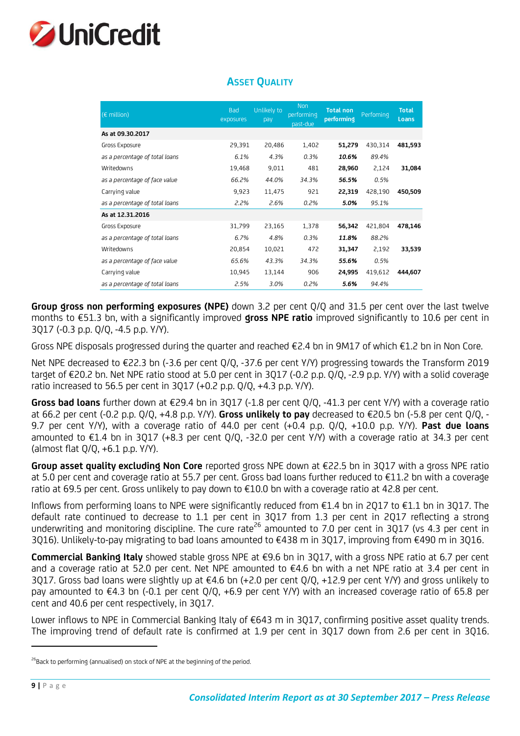## Asset Quality

| (€ million) | Bad exposures | Unlikely to pay | Non performing past-due | **Total non performing** | Perfoming | **Total Loans** |
|---|---|---|---|---|---|---|
| **As at 09.30.2017** | | | | | | |
| Gross Exposure | 29,391 | 20,486 | 1,402 | **51,279** | 430,314 | **481,593** |
| *as a percentage of total loans* | *6.1%* | *4.3%* | *0.3%* | ***10.6%*** | *89.4%* | |
| Writedowns | 19,468 | 9,011 | 481 | **28,960** | 2,124 | **31,084** |
| *as a percentage of face value* | *66.2%* | *44.0%* | *34.3%* | ***56.5%*** | *0.5%* | |
| Carrying value | 9,923 | 11,475 | 921 | **22,319** | 428,190 | **450,509** |
| *as a percentage of total loans* | *2.2%* | *2.6%* | *0.2%* | ***5.0%*** | *95.1%* | |
| **As at 12.31.2016** | | | | | | |
| Gross Exposure | 31,799 | 23,165 | 1,378 | **56,342** | 421,804 | **478,146** |
| *as a percentage of total loans* | *6.7%* | *4.8%* | *0.3%* | ***11.8%*** | *88.2%* | |
| Writedowns | 20,854 | 10,021 | 472 | **31,347** | 2,192 | **33,539** |
| *as a percentage of face value* | *65.6%* | *43.3%* | *34.3%* | ***55.6%*** | *0.5%* | |
| Carrying value | 10,945 | 13,144 | 906 | **24,995** | 419,612 | **444,607** |
| *as a percentage of total loans* | *2.5%* | *3.0%* | *0.2%* | ***5.6%*** | *94.4%* | |

**Group gross non performing exposures (NPE)** down 3.2 per cent Q/Q and 31.5 per cent over the last twelve months to €51.3 bn, with a significantly improved **gross NPE ratio** improved significantly to 10.6 per cent in 3Q17 (-0.3 p.p. Q/Q, -4.5 p.p. Y/Y).

Gross NPE disposals progressed during the quarter and reached €2.4 bn in 9M17 of which €1.2 bn in Non Core.

Net NPE decreased to €22.3 bn (-3.6 per cent Q/Q, -37.6 per cent Y/Y) progressing towards the Transform 2019 target of €20.2 bn. Net NPE ratio stood at 5.0 per cent in 3Q17 (-0.2 p.p. Q/Q, -2.9 p.p. Y/Y) with a solid coverage ratio increased to 56.5 per cent in 3Q17 (+0.2 p.p. Q/Q, +4.3 p.p. Y/Y).

**Gross bad loans** further down at €29.4 bn in 3Q17 (-1.8 per cent Q/Q, -41.3 per cent Y/Y) with a coverage ratio at 66.2 per cent (-0.2 p.p. Q/Q, +4.8 p.p. Y/Y). **Gross unlikely to pay** decreased to €20.5 bn (-5.8 per cent Q/Q, -9.7 per cent Y/Y), with a coverage ratio of 44.0 per cent (+0.4 p.p. Q/Q, +10.0 p.p. Y/Y). **Past due loans** amounted to €1.4 bn in 3Q17 (+8.3 per cent Q/Q, -32.0 per cent Y/Y) with a coverage ratio at 34.3 per cent (almost flat Q/Q, +6.1 p.p. Y/Y).

**Group asset quality excluding Non Core** reported gross NPE down at €22.5 bn in 3Q17 with a gross NPE ratio at 5.0 per cent and coverage ratio at 55.7 per cent. Gross bad loans further reduced to €11.2 bn with a coverage ratio at 69.5 per cent. Gross unlikely to pay down to €10.0 bn with a coverage ratio at 42.8 per cent.

Inflows from performing loans to NPE were significantly reduced from €1.4 bn in 2Q17 to €1.1 bn in 3Q17. The default rate continued to decrease to 1.1 per cent in 3Q17 from 1.3 per cent in 2Q17 reflecting a strong underwriting and monitoring discipline. The cure rate[26] amounted to 7.0 per cent in 3Q17 (vs 4.3 per cent in 3Q16). Unlikely-to-pay migrating to bad loans amounted to €438 m in 3Q17, improving from €490 m in 3Q16.

**Commercial Banking Italy** showed stable gross NPE at €9.6 bn in 3Q17, with a gross NPE ratio at 6.7 per cent and a coverage ratio at 52.0 per cent. Net NPE amounted to €4.6 bn with a net NPE ratio at 3.4 per cent in 3Q17. Gross bad loans were slightly up at €4.6 bn (+2.0 per cent Q/Q, +12.9 per cent Y/Y) and gross unlikely to pay amounted to €4.3 bn (-0.1 per cent Q/Q, +6.9 per cent Y/Y) with an increased coverage ratio of 65.8 per cent and 40.6 per cent respectively, in 3Q17.

Lower inflows to NPE in Commercial Banking Italy of €643 m in 3Q17, confirming positive asset quality trends. The improving trend of default rate is confirmed at 1.9 per cent in 3Q17 down from 2.6 per cent in 3Q16.

---

[26] Back to performing (annualised) on stock of NPE at the beginning of the period.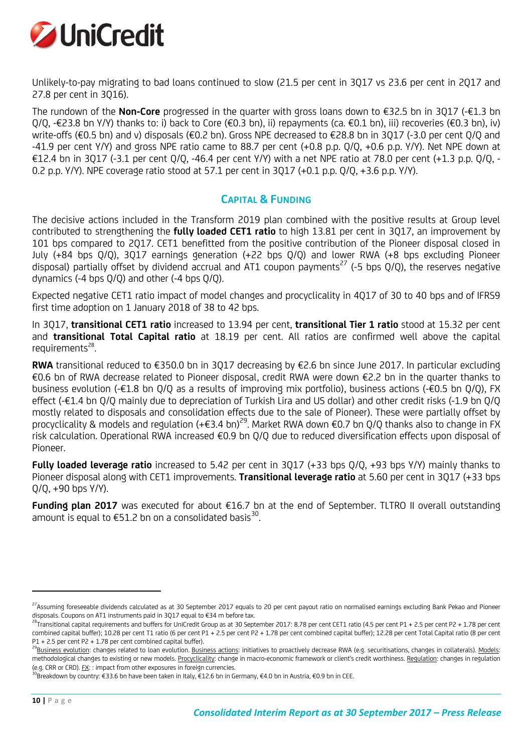Unlikely-to-pay migrating to bad loans continued to slow (21.5 per cent in 3Q17 vs 23.6 per cent in 2Q17 and 27.8 per cent in 3Q16).

The rundown of the **Non-Core** progressed in the quarter with gross loans down to €32.5 bn in 3Q17 (-€1.3 bn Q/Q, -€23.8 bn Y/Y) thanks to: i) back to Core (€0.3 bn), ii) repayments (ca. €0.1 bn), iii) recoveries (€0.3 bn), iv) write-offs (€0.5 bn) and v) disposals (€0.2 bn). Gross NPE decreased to €28.8 bn in 3Q17 (-3.0 per cent Q/Q and -41.9 per cent Y/Y) and gross NPE ratio came to 88.7 per cent (+0.8 p.p. Q/Q, +0.6 p.p. Y/Y). Net NPE down at €12.4 bn in 3Q17 (-3.1 per cent Q/Q, -46.4 per cent Y/Y) with a net NPE ratio at 78.0 per cent (+1.3 p.p. Q/Q, -0.2 p.p. Y/Y). NPE coverage ratio stood at 57.1 per cent in 3Q17 (+0.1 p.p. Q/Q, +3.6 p.p. Y/Y).

## CAPITAL & FUNDING

The decisive actions included in the Transform 2019 plan combined with the positive results at Group level contributed to strengthening the **fully loaded CET1 ratio** to high 13.81 per cent in 3Q17, an improvement by 101 bps compared to 2Q17. CET1 benefitted from the positive contribution of the Pioneer disposal closed in July (+84 bps Q/Q), 3Q17 earnings generation (+22 bps Q/Q) and lower RWA (+8 bps excluding Pioneer disposal) partially offset by dividend accrual and AT1 coupon payments[27] (-5 bps Q/Q), the reserves negative dynamics (-4 bps Q/Q) and other (-4 bps Q/Q).

Expected negative CET1 ratio impact of model changes and procyclicality in 4Q17 of 30 to 40 bps and of IFRS9 first time adoption on 1 January 2018 of 38 to 42 bps.

In 3Q17, **transitional CET1 ratio** increased to 13.94 per cent, **transitional Tier 1 ratio** stood at 15.32 per cent and **transitional Total Capital ratio** at 18.19 per cent. All ratios are confirmed well above the capital requirements[28].

**RWA** transitional reduced to €350.0 bn in 3Q17 decreasing by €2.6 bn since June 2017. In particular excluding €0.6 bn of RWA decrease related to Pioneer disposal, credit RWA were down €2.2 bn in the quarter thanks to business evolution (-€1.8 bn Q/Q as a results of improving mix portfolio), business actions (-€0.5 bn Q/Q), FX effect (-€1.4 bn Q/Q mainly due to depreciation of Turkish Lira and US dollar) and other credit risks (-1.9 bn Q/Q mostly related to disposals and consolidation effects due to the sale of Pioneer). These were partially offset by procyclicality & models and regulation (+€3.4 bn)[29]. Market RWA down €0.7 bn Q/Q thanks also to change in FX risk calculation. Operational RWA increased €0.9 bn Q/Q due to reduced diversification effects upon disposal of Pioneer.

**Fully loaded leverage ratio** increased to 5.42 per cent in 3Q17 (+33 bps Q/Q, +93 bps Y/Y) mainly thanks to Pioneer disposal along with CET1 improvements. **Transitional leverage ratio** at 5.60 per cent in 3Q17 (+33 bps Q/Q, +90 bps Y/Y).

**Funding plan 2017** was executed for about €16.7 bn at the end of September. TLTRO II overall outstanding amount is equal to €51.2 bn on a consolidated basis[30].

---

[27] Assuming foreseeable dividends calculated as at 30 September 2017 equals to 20 per cent payout ratio on normalised earnings excluding Bank Pekao and Pioneer disposals. Coupons on AT1 instruments paid in 3Q17 equal to €34 m before tax.

[28] Transitional capital requirements and buffers for UniCredit Group as at 30 September 2017: 8.78 per cent CET1 ratio (4.5 per cent P1 + 2.5 per cent P2 + 1.78 per cent combined capital buffer); 10.28 per cent T1 ratio (6 per cent P1 + 2.5 per cent P2 + 1.78 per cent combined capital buffer); 12.28 per cent Total Capital ratio (8 per cent P1 + 2.5 per cent P2 + 1.78 per cent combined capital buffer).

[29] Business evolution: changes related to loan evolution. Business actions: initiatives to proactively decrease RWA (e.g. securitisations, changes in collaterals). Models: methodological changes to existing or new models. Procyclicality: change in macro-economic framework or client's credit worthiness. Regulation: changes in regulation (e.g. CRR or CRD). FX: : impact from other exposures in foreign currencies.

[30] Breakdown by country: €33.6 bn have been taken in Italy, €12.6 bn in Germany, €4.0 bn in Austria, €0.9 bn in CEE.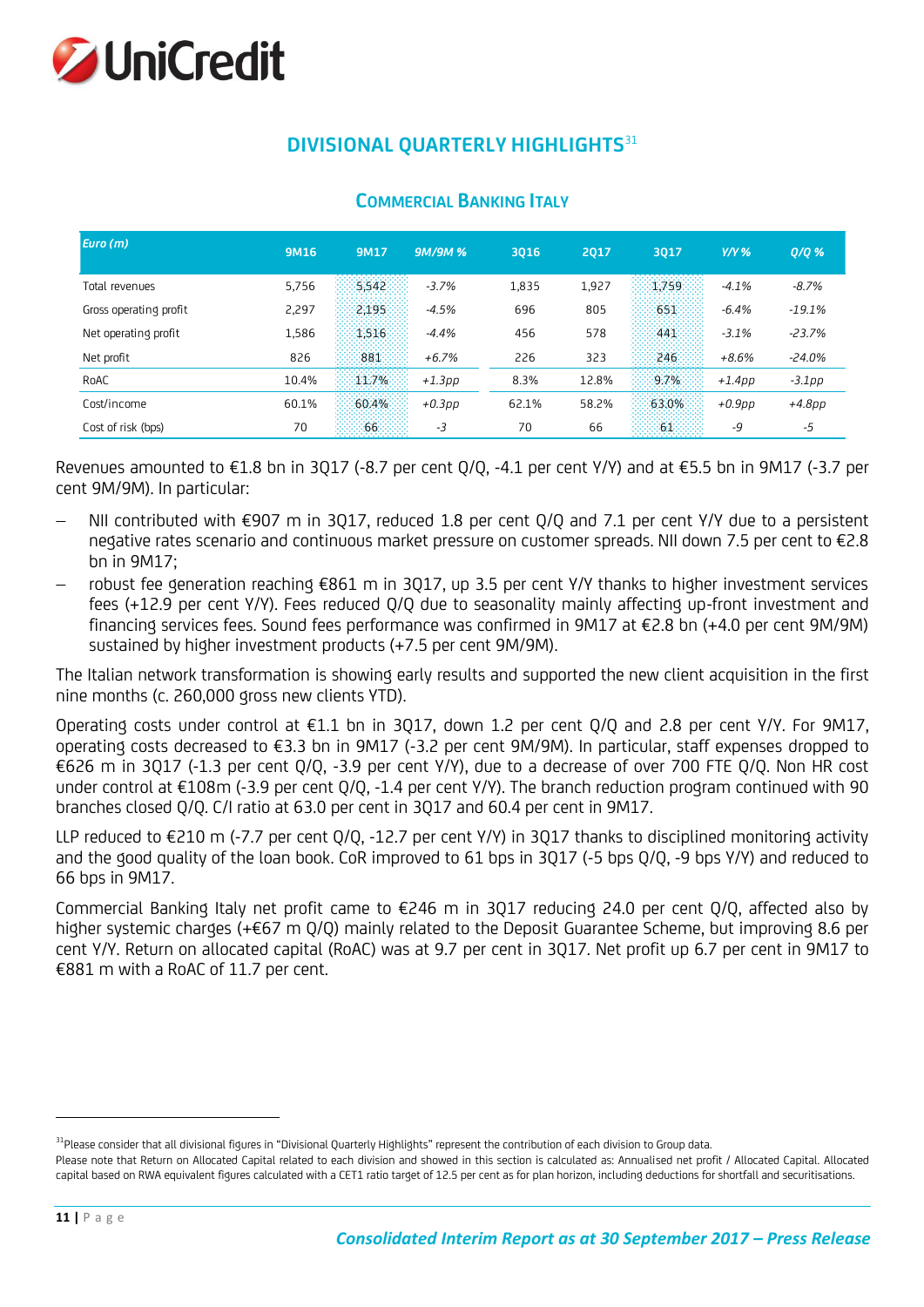## DIVISIONAL QUARTERLY HIGHLIGHTS[31]

### COMMERCIAL BANKING ITALY

| *Euro (m)* | 9M16 | 9M17 | *9M/9M %* | 3Q16 | 2Q17 | 3Q17 | *Y/Y %* | *Q/Q %* |
|---|---|---|---|---|---|---|---|---|
| Total revenues | 5,756 | 5,542 | *-3.7%* | 1,835 | 1,927 | 1,759 | *-4.1%* | *-8.7%* |
| Gross operating profit | 2,297 | 2,195 | *-4.5%* | 696 | 805 | 651 | *-6.4%* | *-19.1%* |
| Net operating profit | 1,586 | 1,516 | *-4.4%* | 456 | 578 | 441 | *-3.1%* | *-23.7%* |
| Net profit | 826 | 881 | *+6.7%* | 226 | 323 | 246 | *+8.6%* | *-24.0%* |
| RoAC | 10.4% | 11.7% | *+1.3pp* | 8.3% | 12.8% | 9.7% | *+1.4pp* | *-3.1pp* |
| Cost/income | 60.1% | 60.4% | *+0.3pp* | 62.1% | 58.2% | 63.0% | *+0.9pp* | *+4.8pp* |
| Cost of risk (bps) | 70 | 66 | *-3* | 70 | 66 | 61 | *-9* | *-5* |

Revenues amounted to €1.8 bn in 3Q17 (-8.7 per cent Q/Q, -4.1 per cent Y/Y) and at €5.5 bn in 9M17 (-3.7 per cent 9M/9M). In particular:

- NII contributed with €907 m in 3Q17, reduced 1.8 per cent Q/Q and 7.1 per cent Y/Y due to a persistent negative rates scenario and continuous market pressure on customer spreads. NII down 7.5 per cent to €2.8 bn in 9M17;
- robust fee generation reaching €861 m in 3Q17, up 3.5 per cent Y/Y thanks to higher investment services fees (+12.9 per cent Y/Y). Fees reduced Q/Q due to seasonality mainly affecting up-front investment and financing services fees. Sound fees performance was confirmed in 9M17 at €2.8 bn (+4.0 per cent 9M/9M) sustained by higher investment products (+7.5 per cent 9M/9M).

The Italian network transformation is showing early results and supported the new client acquisition in the first nine months (c. 260,000 gross new clients YTD).

Operating costs under control at €1.1 bn in 3Q17, down 1.2 per cent Q/Q and 2.8 per cent Y/Y. For 9M17, operating costs decreased to €3.3 bn in 9M17 (-3.2 per cent 9M/9M). In particular, staff expenses dropped to €626 m in 3Q17 (-1.3 per cent Q/Q, -3.9 per cent Y/Y), due to a decrease of over 700 FTE Q/Q. Non HR cost under control at €108m (-3.9 per cent Q/Q, -1.4 per cent Y/Y). The branch reduction program continued with 90 branches closed Q/Q. C/I ratio at 63.0 per cent in 3Q17 and 60.4 per cent in 9M17.

LLP reduced to €210 m (-7.7 per cent Q/Q, -12.7 per cent Y/Y) in 3Q17 thanks to disciplined monitoring activity and the good quality of the loan book. CoR improved to 61 bps in 3Q17 (-5 bps Q/Q, -9 bps Y/Y) and reduced to 66 bps in 9M17.

Commercial Banking Italy net profit came to €246 m in 3Q17 reducing 24.0 per cent Q/Q, affected also by higher systemic charges (+€67 m Q/Q) mainly related to the Deposit Guarantee Scheme, but improving 8.6 per cent Y/Y. Return on allocated capital (RoAC) was at 9.7 per cent in 3Q17. Net profit up 6.7 per cent in 9M17 to €881 m with a RoAC of 11.7 per cent.

---

[31]Please consider that all divisional figures in "Divisional Quarterly Highlights" represent the contribution of each division to Group data.
Please note that Return on Allocated Capital related to each division and showed in this section is calculated as: Annualised net profit / Allocated Capital. Allocated capital based on RWA equivalent figures calculated with a CET1 ratio target of 12.5 per cent as for plan horizon, including deductions for shortfall and securitisations.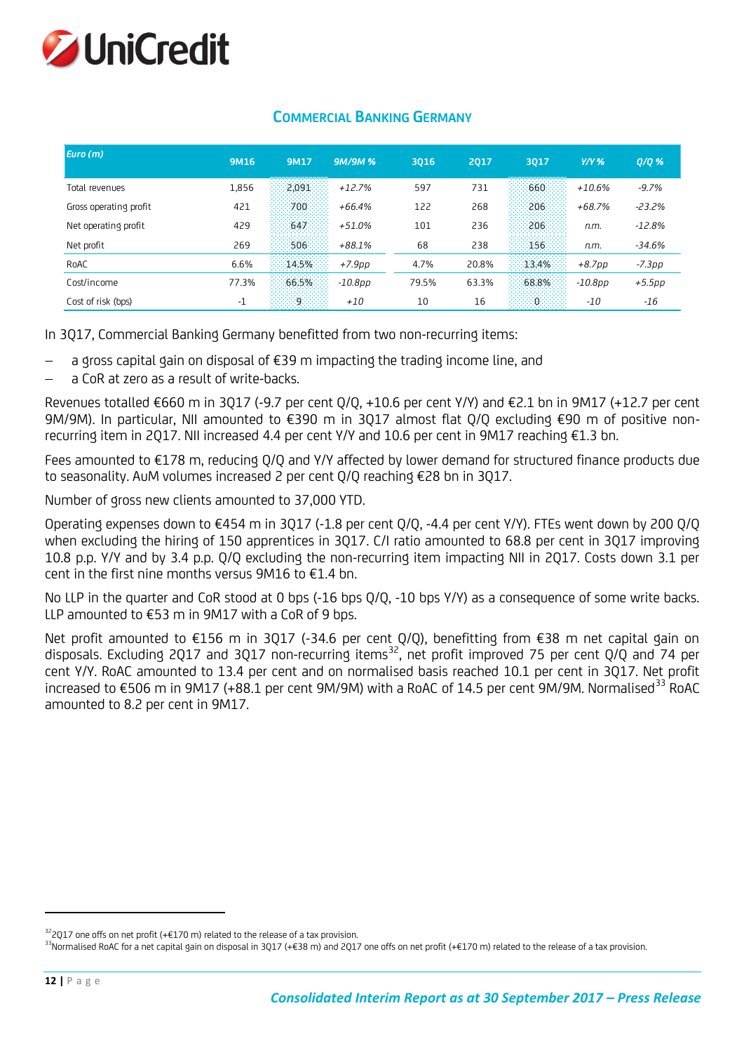## COMMERCIAL BANKING GERMANY

| *Euro (m)* | 9M16 | 9M17 | *9M/9M %* | 3Q16 | 2Q17 | 3Q17 | *Y/Y %* | *Q/Q %* |
|---|---|---|---|---|---|---|---|---|
| Total revenues | 1,856 | 2,091 | *+12.7%* | 597 | 731 | 660 | *+10.6%* | *-9.7%* |
| Gross operating profit | 421 | 700 | *+66.4%* | 122 | 268 | 206 | *+68.7%* | *-23.2%* |
| Net operating profit | 429 | 647 | *+51.0%* | 101 | 236 | 206 | *n.m.* | *-12.8%* |
| Net profit | 269 | 506 | *+88.1%* | 68 | 238 | 156 | *n.m.* | *-34.6%* |
| RoAC | 6.6% | 14.5% | *+7.9pp* | 4.7% | 20.8% | 13.4% | *+8.7pp* | *-7.3pp* |
| Cost/income | 77.3% | 66.5% | *-10.8pp* | 79.5% | 63.3% | 68.8% | *-10.8pp* | *+5.5pp* |
| Cost of risk (bps) | -1 | 9 | *+10* | 10 | 16 | 0 | *-10* | *-16* |

In 3Q17, Commercial Banking Germany benefitted from two non-recurring items:

- a gross capital gain on disposal of €39 m impacting the trading income line, and
- a CoR at zero as a result of write-backs.

Revenues totalled €660 m in 3Q17 (-9.7 per cent Q/Q, +10.6 per cent Y/Y) and €2.1 bn in 9M17 (+12.7 per cent 9M/9M). In particular, NII amounted to €390 m in 3Q17 almost flat Q/Q excluding €90 m of positive non-recurring item in 2Q17. NII increased 4.4 per cent Y/Y and 10.6 per cent in 9M17 reaching €1.3 bn.

Fees amounted to €178 m, reducing Q/Q and Y/Y affected by lower demand for structured finance products due to seasonality. AuM volumes increased 2 per cent Q/Q reaching €28 bn in 3Q17.

Number of gross new clients amounted to 37,000 YTD.

Operating expenses down to €454 m in 3Q17 (-1.8 per cent Q/Q, -4.4 per cent Y/Y). FTEs went down by 200 Q/Q when excluding the hiring of 150 apprentices in 3Q17. C/I ratio amounted to 68.8 per cent in 3Q17 improving 10.8 p.p. Y/Y and by 3.4 p.p. Q/Q excluding the non-recurring item impacting NII in 2Q17. Costs down 3.1 per cent in the first nine months versus 9M16 to €1.4 bn.

No LLP in the quarter and CoR stood at 0 bps (-16 bps Q/Q, -10 bps Y/Y) as a consequence of some write backs. LLP amounted to €53 m in 9M17 with a CoR of 9 bps.

Net profit amounted to €156 m in 3Q17 (-34.6 per cent Q/Q), benefitting from €38 m net capital gain on disposals. Excluding 2Q17 and 3Q17 non-recurring items[32], net profit improved 75 per cent Q/Q and 74 per cent Y/Y. RoAC amounted to 13.4 per cent and on normalised basis reached 10.1 per cent in 3Q17. Net profit increased to €506 m in 9M17 (+88.1 per cent 9M/9M) with a RoAC of 14.5 per cent 9M/9M. Normalised[33] RoAC amounted to 8.2 per cent in 9M17.

[32] 2Q17 one offs on net profit (+€170 m) related to the release of a tax provision.

[33] Normalised RoAC for a net capital gain on disposal in 3Q17 (+€38 m) and 2Q17 one offs on net profit (+€170 m) related to the release of a tax provision.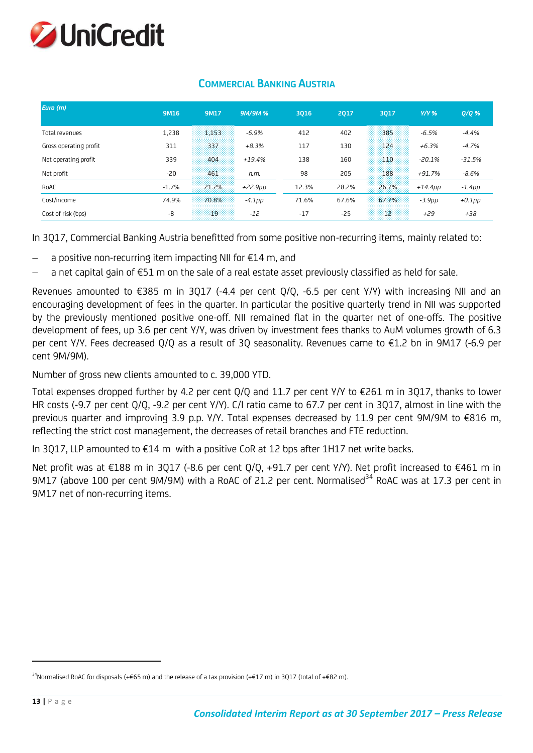## COMMERCIAL BANKING AUSTRIA

| *Euro (m)* | 9M16 | 9M17 | *9M/9M %* | 3Q16 | 2Q17 | 3Q17 | *Y/Y %* | *Q/Q %* |
|---|---|---|---|---|---|---|---|---|
| Total revenues | 1,238 | 1,153 | *-6.9%* | 412 | 402 | 385 | *-6.5%* | *-4.4%* |
| Gross operating profit | 311 | 337 | *+8.3%* | 117 | 130 | 124 | *+6.3%* | *-4.7%* |
| Net operating profit | 339 | 404 | *+19.4%* | 138 | 160 | 110 | *-20.1%* | *-31.5%* |
| Net profit | -20 | 461 | *n.m.* | 98 | 205 | 188 | *+91.7%* | *-8.6%* |
| RoAC | -1.7% | 21.2% | *+22.9pp* | 12.3% | 28.2% | 26.7% | *+14.4pp* | *-1.4pp* |
| Cost/income | 74.9% | 70.8% | *-4.1pp* | 71.6% | 67.6% | 67.7% | *-3.9pp* | *+0.1pp* |
| Cost of risk (bps) | -8 | -19 | *-12* | -17 | -25 | 12 | *+29* | *+38* |

In 3Q17, Commercial Banking Austria benefitted from some positive non-recurring items, mainly related to:

- a positive non-recurring item impacting NII for €14 m, and
- a net capital gain of €51 m on the sale of a real estate asset previously classified as held for sale.

Revenues amounted to €385 m in 3Q17 (-4.4 per cent Q/Q, -6.5 per cent Y/Y) with increasing NII and an encouraging development of fees in the quarter. In particular the positive quarterly trend in NII was supported by the previously mentioned positive one-off. NII remained flat in the quarter net of one-offs. The positive development of fees, up 3.6 per cent Y/Y, was driven by investment fees thanks to AuM volumes growth of 6.3 per cent Y/Y. Fees decreased Q/Q as a result of 3Q seasonality. Revenues came to €1.2 bn in 9M17 (-6.9 per cent 9M/9M).

Number of gross new clients amounted to c. 39,000 YTD.

Total expenses dropped further by 4.2 per cent Q/Q and 11.7 per cent Y/Y to €261 m in 3Q17, thanks to lower HR costs (-9.7 per cent Q/Q, -9.2 per cent Y/Y). C/I ratio came to 67.7 per cent in 3Q17, almost in line with the previous quarter and improving 3.9 p.p. Y/Y. Total expenses decreased by 11.9 per cent 9M/9M to €816 m, reflecting the strict cost management, the decreases of retail branches and FTE reduction.

In 3Q17, LLP amounted to €14 m with a positive CoR at 12 bps after 1H17 net write backs.

Net profit was at €188 m in 3Q17 (-8.6 per cent Q/Q, +91.7 per cent Y/Y). Net profit increased to €461 m in 9M17 (above 100 per cent 9M/9M) with a RoAC of 21.2 per cent. Normalised[34] RoAC was at 17.3 per cent in 9M17 net of non-recurring items.

[34]Normalised RoAC for disposals (+€65 m) and the release of a tax provision (+€17 m) in 3Q17 (total of +€82 m).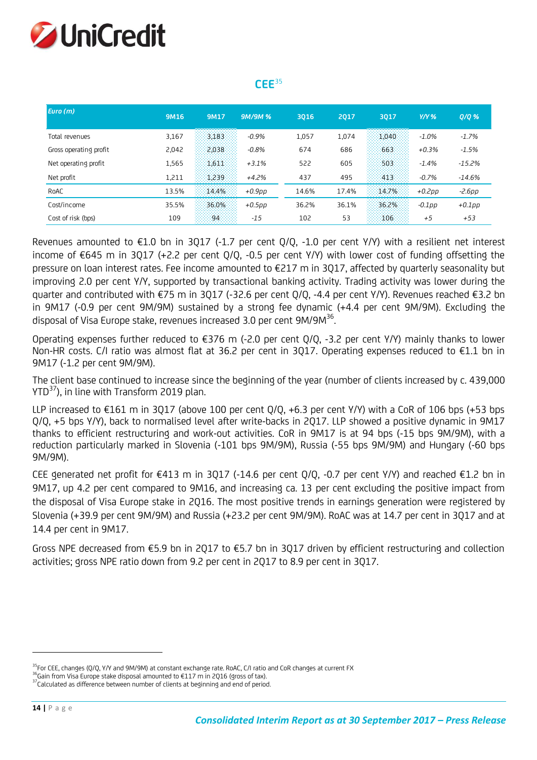## CEE[35]

| *Euro (m)* | 9M16 | 9M17 | *9M/9M %* | 3Q16 | 2Q17 | 3Q17 | *Y/Y %* | *Q/Q %* |
|---|---|---|---|---|---|---|---|---|
| Total revenues | 3,167 | 3,183 | *-0.9%* | 1,057 | 1,074 | 1,040 | *-1.0%* | *-1.7%* |
| Gross operating profit | 2,042 | 2,038 | *-0.8%* | 674 | 686 | 663 | *+0.3%* | *-1.5%* |
| Net operating profit | 1,565 | 1,611 | *+3.1%* | 522 | 605 | 503 | *-1.4%* | *-15.2%* |
| Net profit | 1,211 | 1,239 | *+4.2%* | 437 | 495 | 413 | *-0.7%* | *-14.6%* |
| RoAC | 13.5% | 14.4% | *+0.9pp* | 14.6% | 17.4% | 14.7% | *+0.2pp* | *-2.6pp* |
| Cost/income | 35.5% | 36.0% | *+0.5pp* | 36.2% | 36.1% | 36.2% | *-0.1pp* | *+0.1pp* |
| Cost of risk (bps) | 109 | 94 | *-15* | 102 | 53 | 106 | *+5* | *+53* |

Revenues amounted to €1.0 bn in 3Q17 (-1.7 per cent Q/Q, -1.0 per cent Y/Y) with a resilient net interest income of €645 m in 3Q17 (+2.2 per cent Q/Q, -0.5 per cent Y/Y) with lower cost of funding offsetting the pressure on loan interest rates. Fee income amounted to €217 m in 3Q17, affected by quarterly seasonality but improving 2.0 per cent Y/Y, supported by transactional banking activity. Trading activity was lower during the quarter and contributed with €75 m in 3Q17 (-32.6 per cent Q/Q, -4.4 per cent Y/Y). Revenues reached €3.2 bn in 9M17 (-0.9 per cent 9M/9M) sustained by a strong fee dynamic (+4.4 per cent 9M/9M). Excluding the disposal of Visa Europe stake, revenues increased 3.0 per cent 9M/9M[36].

Operating expenses further reduced to €376 m (-2.0 per cent Q/Q, -3.2 per cent Y/Y) mainly thanks to lower Non-HR costs. C/I ratio was almost flat at 36.2 per cent in 3Q17. Operating expenses reduced to €1.1 bn in 9M17 (-1.2 per cent 9M/9M).

The client base continued to increase since the beginning of the year (number of clients increased by c. 439,000 YTD[37]), in line with Transform 2019 plan.

LLP increased to €161 m in 3Q17 (above 100 per cent Q/Q, +6.3 per cent Y/Y) with a CoR of 106 bps (+53 bps Q/Q, +5 bps Y/Y), back to normalised level after write-backs in 2Q17. LLP showed a positive dynamic in 9M17 thanks to efficient restructuring and work-out activities. CoR in 9M17 is at 94 bps (-15 bps 9M/9M), with a reduction particularly marked in Slovenia (-101 bps 9M/9M), Russia (-55 bps 9M/9M) and Hungary (-60 bps 9M/9M).

CEE generated net profit for €413 m in 3Q17 (-14.6 per cent Q/Q, -0.7 per cent Y/Y) and reached €1.2 bn in 9M17, up 4.2 per cent compared to 9M16, and increasing ca. 13 per cent excluding the positive impact from the disposal of Visa Europe stake in 2Q16. The most positive trends in earnings generation were registered by Slovenia (+39.9 per cent 9M/9M) and Russia (+23.2 per cent 9M/9M). RoAC was at 14.7 per cent in 3Q17 and at 14.4 per cent in 9M17.

Gross NPE decreased from €5.9 bn in 2Q17 to €5.7 bn in 3Q17 driven by efficient restructuring and collection activities; gross NPE ratio down from 9.2 per cent in 2Q17 to 8.9 per cent in 3Q17.

---

[35] For CEE, changes (Q/Q, Y/Y and 9M/9M) at constant exchange rate. RoAC, C/I ratio and CoR changes at current FX

[36] Gain from Visa Europe stake disposal amounted to €117 m in 2Q16 (gross of tax).

[37] Calculated as difference between number of clients at beginning and end of period.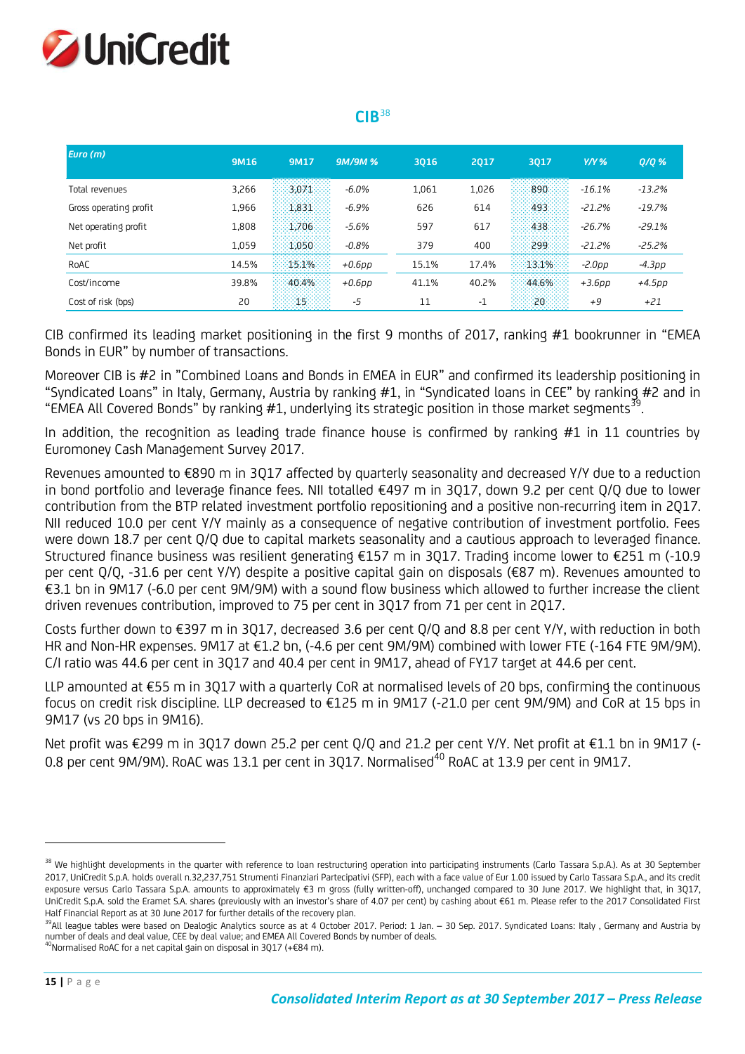## CIB[38]

| Euro (m) | 9M16 | 9M17 | 9M/9M % | 3Q16 | 2Q17 | 3Q17 | Y/Y % | Q/Q % |
|---|---|---|---|---|---|---|---|---|
| Total revenues | 3,266 | 3,071 | -6.0% | 1,061 | 1,026 | 890 | -16.1% | -13.2% |
| Gross operating profit | 1,966 | 1,831 | -6.9% | 626 | 614 | 493 | -21.2% | -19.7% |
| Net operating profit | 1,808 | 1,706 | -5.6% | 597 | 617 | 438 | -26.7% | -29.1% |
| Net profit | 1,059 | 1,050 | -0.8% | 379 | 400 | 299 | -21.2% | -25.2% |
| RoAC | 14.5% | 15.1% | +0.6pp | 15.1% | 17.4% | 13.1% | -2.0pp | -4.3pp |
| Cost/income | 39.8% | 40.4% | +0.6pp | 41.1% | 40.2% | 44.6% | +3.6pp | +4.5pp |
| Cost of risk (bps) | 20 | 15 | -5 | 11 | -1 | 20 | +9 | +21 |

CIB confirmed its leading market positioning in the first 9 months of 2017, ranking #1 bookrunner in "EMEA Bonds in EUR" by number of transactions.

Moreover CIB is #2 in "Combined Loans and Bonds in EMEA in EUR" and confirmed its leadership positioning in "Syndicated Loans" in Italy, Germany, Austria by ranking #1, in "Syndicated loans in CEE" by ranking #2 and in "EMEA All Covered Bonds" by ranking #1, underlying its strategic position in those market segments[39].

In addition, the recognition as leading trade finance house is confirmed by ranking #1 in 11 countries by Euromoney Cash Management Survey 2017.

Revenues amounted to €890 m in 3Q17 affected by quarterly seasonality and decreased Y/Y due to a reduction in bond portfolio and leverage finance fees. NII totalled €497 m in 3Q17, down 9.2 per cent Q/Q due to lower contribution from the BTP related investment portfolio repositioning and a positive non-recurring item in 2Q17. NII reduced 10.0 per cent Y/Y mainly as a consequence of negative contribution of investment portfolio. Fees were down 18.7 per cent Q/Q due to capital markets seasonality and a cautious approach to leveraged finance. Structured finance business was resilient generating €157 m in 3Q17. Trading income lower to €251 m (-10.9 per cent Q/Q, -31.6 per cent Y/Y) despite a positive capital gain on disposals (€87 m). Revenues amounted to €3.1 bn in 9M17 (-6.0 per cent 9M/9M) with a sound flow business which allowed to further increase the client driven revenues contribution, improved to 75 per cent in 3Q17 from 71 per cent in 2Q17.

Costs further down to €397 m in 3Q17, decreased 3.6 per cent Q/Q and 8.8 per cent Y/Y, with reduction in both HR and Non-HR expenses. 9M17 at €1.2 bn, (-4.6 per cent 9M/9M) combined with lower FTE (-164 FTE 9M/9M). C/I ratio was 44.6 per cent in 3Q17 and 40.4 per cent in 9M17, ahead of FY17 target at 44.6 per cent.

LLP amounted at €55 m in 3Q17 with a quarterly CoR at normalised levels of 20 bps, confirming the continuous focus on credit risk discipline. LLP decreased to €125 m in 9M17 (-21.0 per cent 9M/9M) and CoR at 15 bps in 9M17 (vs 20 bps in 9M16).

Net profit was €299 m in 3Q17 down 25.2 per cent Q/Q and 21.2 per cent Y/Y. Net profit at €1.1 bn in 9M17 (-0.8 per cent 9M/9M). RoAC was 13.1 per cent in 3Q17. Normalised[40] RoAC at 13.9 per cent in 9M17.

---

[38] We highlight developments in the quarter with reference to loan restructuring operation into participating instruments (Carlo Tassara S.p.A.). As at 30 September 2017, UniCredit S.p.A. holds overall n.32,237,751 Strumenti Finanziari Partecipativi (SFP), each with a face value of Eur 1.00 issued by Carlo Tassara S.p.A., and its credit exposure versus Carlo Tassara S.p.A. amounts to approximately €3 m gross (fully written-off), unchanged compared to 30 June 2017. We highlight that, in 3Q17, UniCredit S.p.A. sold the Eramet S.A. shares (previously with an investor's share of 4.07 per cent) by cashing about €61 m. Please refer to the 2017 Consolidated First Half Financial Report as at 30 June 2017 for further details of the recovery plan.

[39] All league tables were based on Dealogic Analytics source as at 4 October 2017. Period: 1 Jan. – 30 Sep. 2017. Syndicated Loans: Italy , Germany and Austria by number of deals and deal value, CEE by deal value; and EMEA All Covered Bonds by number of deals.

[40] Normalised RoAC for a net capital gain on disposal in 3Q17 (+€84 m).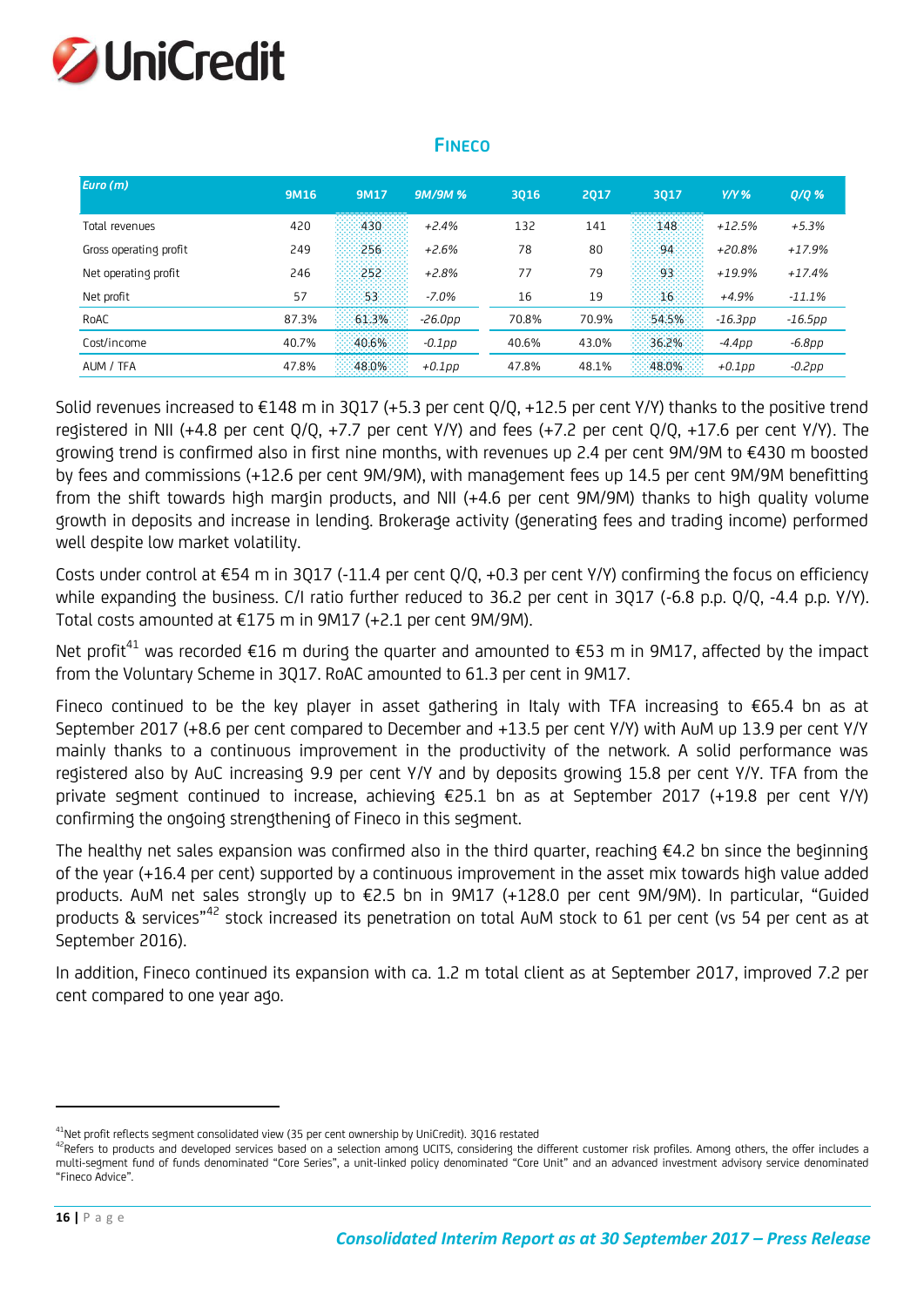## FINECO

| Euro (m) | 9M16 | 9M17 | 9M/9M % | 3Q16 | 2Q17 | 3Q17 | Y/Y % | Q/Q % |
|---|---|---|---|---|---|---|---|---|
| Total revenues | 420 | 430 | *+2.4%* | 132 | 141 | 148 | *+12.5%* | *+5.3%* |
| Gross operating profit | 249 | 256 | *+2.6%* | 78 | 80 | 94 | *+20.8%* | *+17.9%* |
| Net operating profit | 246 | 252 | *+2.8%* | 77 | 79 | 93 | *+19.9%* | *+17.4%* |
| Net profit | 57 | 53 | *-7.0%* | 16 | 19 | 16 | *+4.9%* | *-11.1%* |
| RoAC | 87.3% | 61.3% | *-26.0pp* | 70.8% | 70.9% | 54.5% | *-16.3pp* | *-16.5pp* |
| Cost/income | 40.7% | 40.6% | *-0.1pp* | 40.6% | 43.0% | 36.2% | *-4.4pp* | *-6.8pp* |
| AUM / TFA | 47.8% | 48.0% | *+0.1pp* | 47.8% | 48.1% | 48.0% | *+0.1pp* | *-0.2pp* |

Solid revenues increased to €148 m in 3Q17 (+5.3 per cent Q/Q, +12.5 per cent Y/Y) thanks to the positive trend registered in NII (+4.8 per cent Q/Q, +7.7 per cent Y/Y) and fees (+7.2 per cent Q/Q, +17.6 per cent Y/Y). The growing trend is confirmed also in first nine months, with revenues up 2.4 per cent 9M/9M to €430 m boosted by fees and commissions (+12.6 per cent 9M/9M), with management fees up 14.5 per cent 9M/9M benefitting from the shift towards high margin products, and NII (+4.6 per cent 9M/9M) thanks to high quality volume growth in deposits and increase in lending. Brokerage activity (generating fees and trading income) performed well despite low market volatility.

Costs under control at €54 m in 3Q17 (-11.4 per cent Q/Q, +0.3 per cent Y/Y) confirming the focus on efficiency while expanding the business. C/I ratio further reduced to 36.2 per cent in 3Q17 (-6.8 p.p. Q/Q, -4.4 p.p. Y/Y). Total costs amounted at €175 m in 9M17 (+2.1 per cent 9M/9M).

Net profit[41] was recorded €16 m during the quarter and amounted to €53 m in 9M17, affected by the impact from the Voluntary Scheme in 3Q17. RoAC amounted to 61.3 per cent in 9M17.

Fineco continued to be the key player in asset gathering in Italy with TFA increasing to €65.4 bn as at September 2017 (+8.6 per cent compared to December and +13.5 per cent Y/Y) with AuM up 13.9 per cent Y/Y mainly thanks to a continuous improvement in the productivity of the network. A solid performance was registered also by AuC increasing 9.9 per cent Y/Y and by deposits growing 15.8 per cent Y/Y. TFA from the private segment continued to increase, achieving €25.1 bn as at September 2017 (+19.8 per cent Y/Y) confirming the ongoing strengthening of Fineco in this segment.

The healthy net sales expansion was confirmed also in the third quarter, reaching €4.2 bn since the beginning of the year (+16.4 per cent) supported by a continuous improvement in the asset mix towards high value added products. AuM net sales strongly up to €2.5 bn in 9M17 (+128.0 per cent 9M/9M). In particular, "Guided products & services"[42] stock increased its penetration on total AuM stock to 61 per cent (vs 54 per cent as at September 2016).

In addition, Fineco continued its expansion with ca. 1.2 m total client as at September 2017, improved 7.2 per cent compared to one year ago.

---

[41] Net profit reflects segment consolidated view (35 per cent ownership by UniCredit). 3Q16 restated

[42] Refers to products and developed services based on a selection among UCITS, considering the different customer risk profiles. Among others, the offer includes a multi-segment fund of funds denominated "Core Series", a unit-linked policy denominated "Core Unit" and an advanced investment advisory service denominated "Fineco Advice".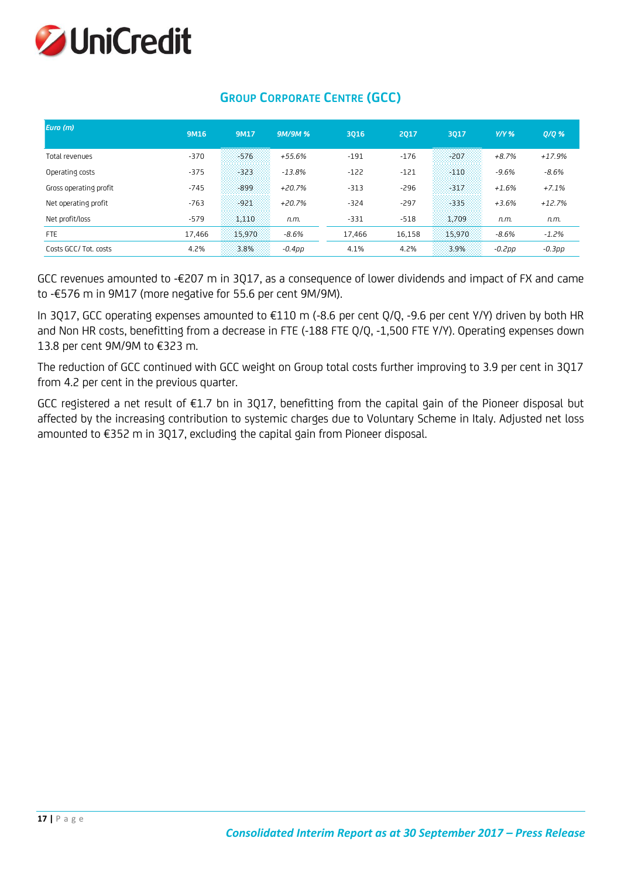## Group Corporate Centre (GCC)

| *Euro (m)* | 9M16 | 9M17 | 9M/9M % | 3Q16 | 2Q17 | 3Q17 | Y/Y % | Q/Q % |
|---|---|---|---|---|---|---|---|---|
| Total revenues | -370 | -576 | *+55.6%* | -191 | -176 | -207 | *+8.7%* | *+17.9%* |
| Operating costs | -375 | -323 | *-13.8%* | -122 | -121 | -110 | *-9.6%* | *-8.6%* |
| Gross operating profit | -745 | -899 | *+20.7%* | -313 | -296 | -317 | *+1.6%* | *+7.1%* |
| Net operating profit | -763 | -921 | *+20.7%* | -324 | -297 | -335 | *+3.6%* | *+12.7%* |
| Net profit/loss | -579 | 1,110 | *n.m.* | -331 | -518 | 1,709 | *n.m.* | *n.m.* |
| FTE | 17,466 | 15,970 | *-8.6%* | 17,466 | 16,158 | 15,970 | *-8.6%* | *-1.2%* |
| Costs GCC/ Tot. costs | 4.2% | 3.8% | *-0.4pp* | 4.1% | 4.2% | 3.9% | *-0.2pp* | *-0.3pp* |

GCC revenues amounted to -€207 m in 3Q17, as a consequence of lower dividends and impact of FX and came to -€576 m in 9M17 (more negative for 55.6 per cent 9M/9M).

In 3Q17, GCC operating expenses amounted to €110 m (-8.6 per cent Q/Q, -9.6 per cent Y/Y) driven by both HR and Non HR costs, benefitting from a decrease in FTE (-188 FTE Q/Q, -1,500 FTE Y/Y). Operating expenses down 13.8 per cent 9M/9M to €323 m.

The reduction of GCC continued with GCC weight on Group total costs further improving to 3.9 per cent in 3Q17 from 4.2 per cent in the previous quarter.

GCC registered a net result of €1.7 bn in 3Q17, benefitting from the capital gain of the Pioneer disposal but affected by the increasing contribution to systemic charges due to Voluntary Scheme in Italy. Adjusted net loss amounted to €352 m in 3Q17, excluding the capital gain from Pioneer disposal.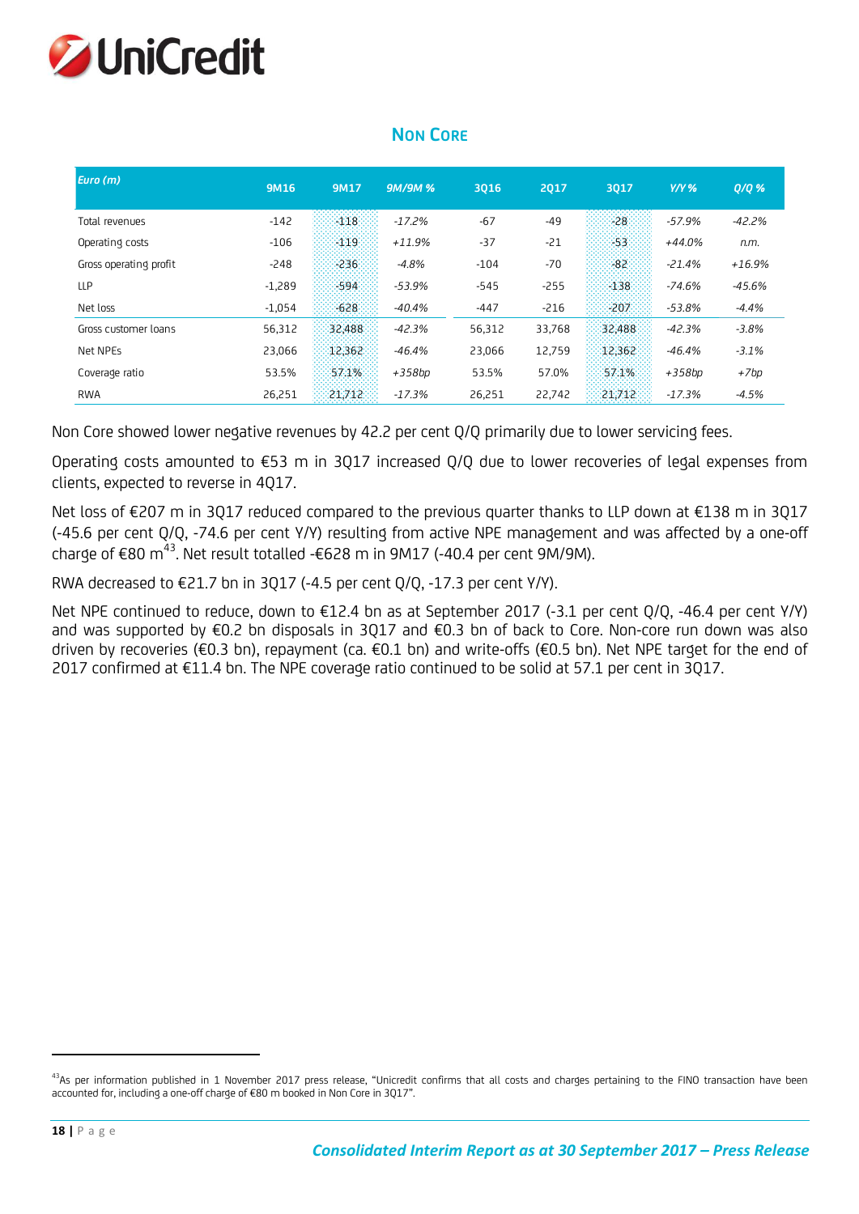## Non Core

| *Euro (m)* | 9M16 | 9M17 | *9M/9M %* | 3Q16 | 2Q17 | 3Q17 | *Y/Y %* | *Q/Q %* |
|---|---|---|---|---|---|---|---|---|
| Total revenues | -142 | -118 | *-17.2%* | -67 | -49 | -28 | *-57.9%* | *-42.2%* |
| Operating costs | -106 | -119 | *+11.9%* | -37 | -21 | -53 | *+44.0%* | *n.m.* |
| Gross operating profit | -248 | -236 | *-4.8%* | -104 | -70 | -82 | *-21.4%* | *+16.9%* |
| LLP | -1,289 | -594 | *-53.9%* | -545 | -255 | -138 | *-74.6%* | *-45.6%* |
| Net loss | -1,054 | -628 | *-40.4%* | -447 | -216 | -207 | *-53.8%* | *-4.4%* |
| Gross customer loans | 56,312 | 32,488 | *-42.3%* | 56,312 | 33,768 | 32,488 | *-42.3%* | *-3.8%* |
| Net NPEs | 23,066 | 12,362 | *-46.4%* | 23,066 | 12,759 | 12,362 | *-46.4%* | *-3.1%* |
| Coverage ratio | 53.5% | 57.1% | *+358bp* | 53.5% | 57.0% | 57.1% | *+358bp* | *+7bp* |
| RWA | 26,251 | 21,712 | *-17.3%* | 26,251 | 22,742 | 21,712 | *-17.3%* | *-4.5%* |

Non Core showed lower negative revenues by 42.2 per cent Q/Q primarily due to lower servicing fees.

Operating costs amounted to €53 m in 3Q17 increased Q/Q due to lower recoveries of legal expenses from clients, expected to reverse in 4Q17.

Net loss of €207 m in 3Q17 reduced compared to the previous quarter thanks to LLP down at €138 m in 3Q17 (-45.6 per cent Q/Q, -74.6 per cent Y/Y) resulting from active NPE management and was affected by a one-off charge of €80 m[43]. Net result totalled -€628 m in 9M17 (-40.4 per cent 9M/9M).

RWA decreased to €21.7 bn in 3Q17 (-4.5 per cent Q/Q, -17.3 per cent Y/Y).

Net NPE continued to reduce, down to €12.4 bn as at September 2017 (-3.1 per cent Q/Q, -46.4 per cent Y/Y) and was supported by €0.2 bn disposals in 3Q17 and €0.3 bn of back to Core. Non-core run down was also driven by recoveries (€0.3 bn), repayment (ca. €0.1 bn) and write-offs (€0.5 bn). Net NPE target for the end of 2017 confirmed at €11.4 bn. The NPE coverage ratio continued to be solid at 57.1 per cent in 3Q17.

---

[43] As per information published in 1 November 2017 press release, "Unicredit confirms that all costs and charges pertaining to the FINO transaction have been accounted for, including a one-off charge of €80 m booked in Non Core in 3Q17".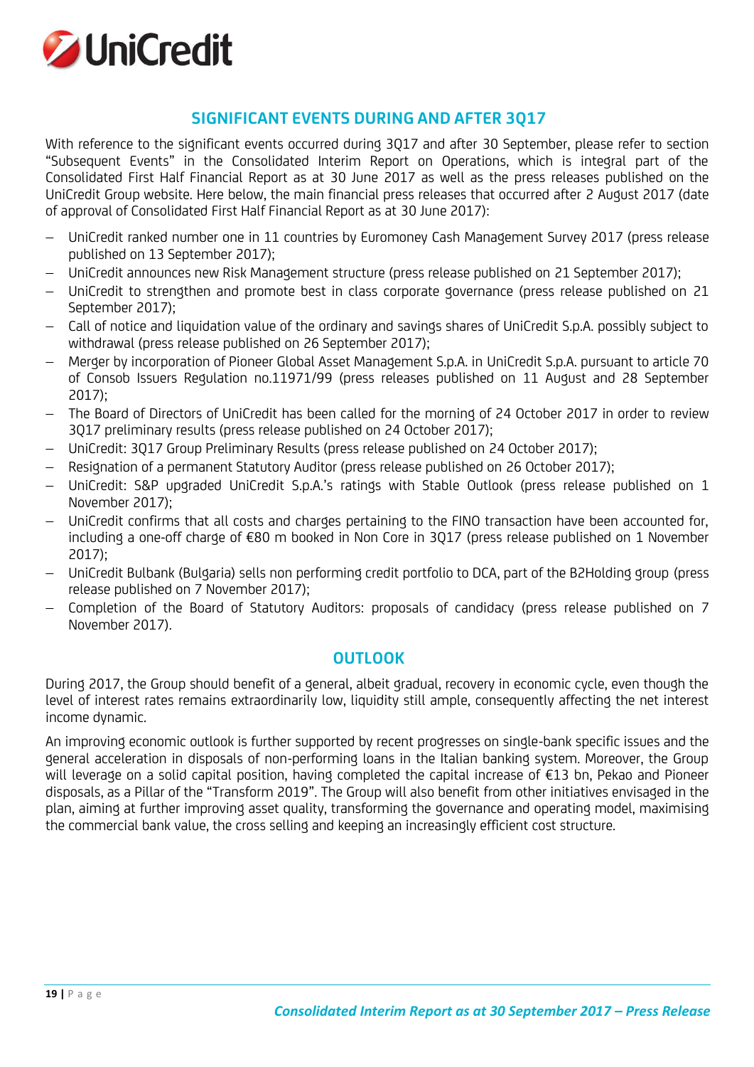## SIGNIFICANT EVENTS DURING AND AFTER 3Q17

With reference to the significant events occurred during 3Q17 and after 30 September, please refer to section "Subsequent Events" in the Consolidated Interim Report on Operations, which is integral part of the Consolidated First Half Financial Report as at 30 June 2017 as well as the press releases published on the UniCredit Group website. Here below, the main financial press releases that occurred after 2 August 2017 (date of approval of Consolidated First Half Financial Report as at 30 June 2017):

- UniCredit ranked number one in 11 countries by Euromoney Cash Management Survey 2017 (press release published on 13 September 2017);
- UniCredit announces new Risk Management structure (press release published on 21 September 2017);
- UniCredit to strengthen and promote best in class corporate governance (press release published on 21 September 2017);
- Call of notice and liquidation value of the ordinary and savings shares of UniCredit S.p.A. possibly subject to withdrawal (press release published on 26 September 2017);
- Merger by incorporation of Pioneer Global Asset Management S.p.A. in UniCredit S.p.A. pursuant to article 70 of Consob Issuers Regulation no.11971/99 (press releases published on 11 August and 28 September 2017);
- The Board of Directors of UniCredit has been called for the morning of 24 October 2017 in order to review 3Q17 preliminary results (press release published on 24 October 2017);
- UniCredit: 3Q17 Group Preliminary Results (press release published on 24 October 2017);
- Resignation of a permanent Statutory Auditor (press release published on 26 October 2017);
- UniCredit: S&P upgraded UniCredit S.p.A.'s ratings with Stable Outlook (press release published on 1 November 2017);
- UniCredit confirms that all costs and charges pertaining to the FINO transaction have been accounted for, including a one-off charge of €80 m booked in Non Core in 3Q17 (press release published on 1 November 2017);
- UniCredit Bulbank (Bulgaria) sells non performing credit portfolio to DCA, part of the B2Holding group (press release published on 7 November 2017);
- Completion of the Board of Statutory Auditors: proposals of candidacy (press release published on 7 November 2017).

## OUTLOOK

During 2017, the Group should benefit of a general, albeit gradual, recovery in economic cycle, even though the level of interest rates remains extraordinarily low, liquidity still ample, consequently affecting the net interest income dynamic.

An improving economic outlook is further supported by recent progresses on single-bank specific issues and the general acceleration in disposals of non-performing loans in the Italian banking system. Moreover, the Group will leverage on a solid capital position, having completed the capital increase of €13 bn, Pekao and Pioneer disposals, as a Pillar of the "Transform 2019". The Group will also benefit from other initiatives envisaged in the plan, aiming at further improving asset quality, transforming the governance and operating model, maximising the commercial bank value, the cross selling and keeping an increasingly efficient cost structure.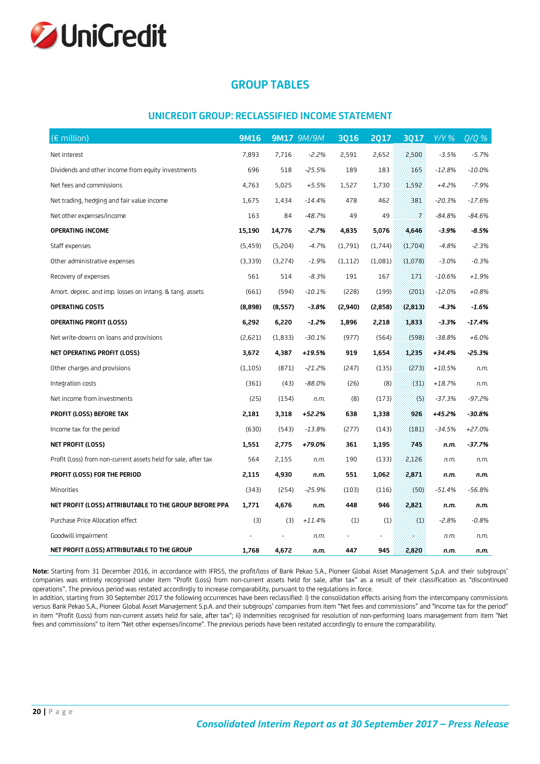## GROUP TABLES

### UNICREDIT GROUP: RECLASSIFIED INCOME STATEMENT

| (€ million) | 9M16 | 9M17 | *9M/9M* | 3Q16 | 2Q17 | 3Q17 | *Y/Y %* | *Q/Q %* |
|---|---|---|---|---|---|---|---|---|
| Net interest | 7,893 | 7,716 | *-2.2%* | 2,591 | 2,652 | 2,500 | *-3.5%* | *-5.7%* |
| Dividends and other income from equity investments | 696 | 518 | *-25.5%* | 189 | 183 | 165 | *-12.8%* | *-10.0%* |
| Net fees and commissions | 4,763 | 5,025 | *+5.5%* | 1,527 | 1,730 | 1,592 | *+4.2%* | *-7.9%* |
| Net trading, hedging and fair value income | 1,675 | 1,434 | *-14.4%* | 478 | 462 | 381 | *-20.3%* | *-17.6%* |
| Net other expenses/income | 163 | 84 | *-48.7%* | 49 | 49 | 7 | *-84.8%* | *-84.6%* |
| **OPERATING INCOME** | **15,190** | **14,776** | ***-2.7%*** | **4,835** | **5,076** | **4,646** | ***-3.9%*** | ***-8.5%*** |
| Staff expenses | (5,459) | (5,204) | *-4.7%* | (1,791) | (1,744) | (1,704) | *-4.8%* | *-2.3%* |
| Other administrative expenses | (3,339) | (3,274) | *-1.9%* | (1,112) | (1,081) | (1,078) | *-3.0%* | *-0.3%* |
| Recovery of expenses | 561 | 514 | *-8.3%* | 191 | 167 | 171 | *-10.6%* | *+1.9%* |
| Amort. deprec. and imp. losses on intang. & tang. assets | (661) | (594) | *-10.1%* | (228) | (199) | (201) | *-12.0%* | *+0.8%* |
| **OPERATING COSTS** | **(8,898)** | **(8,557)** | ***-3.8%*** | **(2,940)** | **(2,858)** | **(2,813)** | ***-4.3%*** | ***-1.6%*** |
| **OPERATING PROFIT (LOSS)** | **6,292** | **6,220** | ***-1.2%*** | **1,896** | **2,218** | **1,833** | ***-3.3%*** | ***-17.4%*** |
| Net write-downs on loans and provisions | (2,621) | (1,833) | *-30.1%* | (977) | (564) | (598) | *-38.8%* | *+6.0%* |
| **NET OPERATING PROFIT (LOSS)** | **3,672** | **4,387** | ***+19.5%*** | **919** | **1,654** | **1,235** | ***+34.4%*** | ***-25.3%*** |
| Other charges and provisions | (1,105) | (871) | *-21.2%* | (247) | (135) | (273) | *+10.5%* | *n.m.* |
| Integration costs | (361) | (43) | *-88.0%* | (26) | (8) | (31) | *+18.7%* | *n.m.* |
| Net income from investments | (25) | (154) | *n.m.* | (8) | (173) | (5) | *-37.3%* | *-97.2%* |
| **PROFIT (LOSS) BEFORE TAX** | **2,181** | **3,318** | ***+52.2%*** | **638** | **1,338** | **926** | ***+45.2%*** | ***-30.8%*** |
| Income tax for the period | (630) | (543) | *-13.8%* | (277) | (143) | (181) | *-34.5%* | *+27.0%* |
| **NET PROFIT (LOSS)** | **1,551** | **2,775** | ***+79.0%*** | **361** | **1,195** | **745** | ***n.m.*** | ***-37.7%*** |
| Profit (Loss) from non-current assets held for sale, after tax | 564 | 2,155 | *n.m.* | 190 | (133) | 2,126 | *n.m.* | *n.m.* |
| **PROFIT (LOSS) FOR THE PERIOD** | **2,115** | **4,930** | ***n.m.*** | **551** | **1,062** | **2,871** | ***n.m.*** | ***n.m.*** |
| Minorities | (343) | (254) | *-25.9%* | (103) | (116) | (50) | *-51.4%* | *-56.8%* |
| **NET PROFIT (LOSS) ATTRIBUTABLE TO THE GROUP BEFORE PPA** | **1,771** | **4,676** | ***n.m.*** | **448** | **946** | **2,821** | ***n.m.*** | ***n.m.*** |
| Purchase Price Allocation effect | (3) | (3) | *+11.4%* | (1) | (1) | (1) | *-2.8%* | *-0.8%* |
| Goodwill impairment | - | - | *n.m.* | - | - | - | *n.m.* | *n.m.* |
| **NET PROFIT (LOSS) ATTRIBUTABLE TO THE GROUP** | **1,768** | **4,672** | ***n.m.*** | **447** | **945** | **2,820** | ***n.m.*** | ***n.m.*** |

**Note:** Starting from 31 December 2016, in accordance with IFRS5, the profit/loss of Bank Pekao S.A., Pioneer Global Asset Management S.p.A. and their subgroups' companies was entirely recognised under item "Profit (Loss) from non-current assets held for sale, after tax" as a result of their classification as "discontinued operations". The previous period was restated accordingly to increase comparability, pursuant to the regulations in force.
In addition, starting from 30 September 2017 the following occurrences have been reclassified: i) the consolidation effects arising from the intercompany commissions versus Bank Pekao S.A., Pioneer Global Asset Management S.p.A. and their subgroups' companies from item "Net fees and commissions" and "Income tax for the period" in item "Profit (Loss) from non-current assets held for sale, after tax"; ii) indemnities recognised for resolution of non-performing loans management from item "Net fees and commissions" to item "Net other expenses/income". The previous periods have been restated accordingly to ensure the comparability.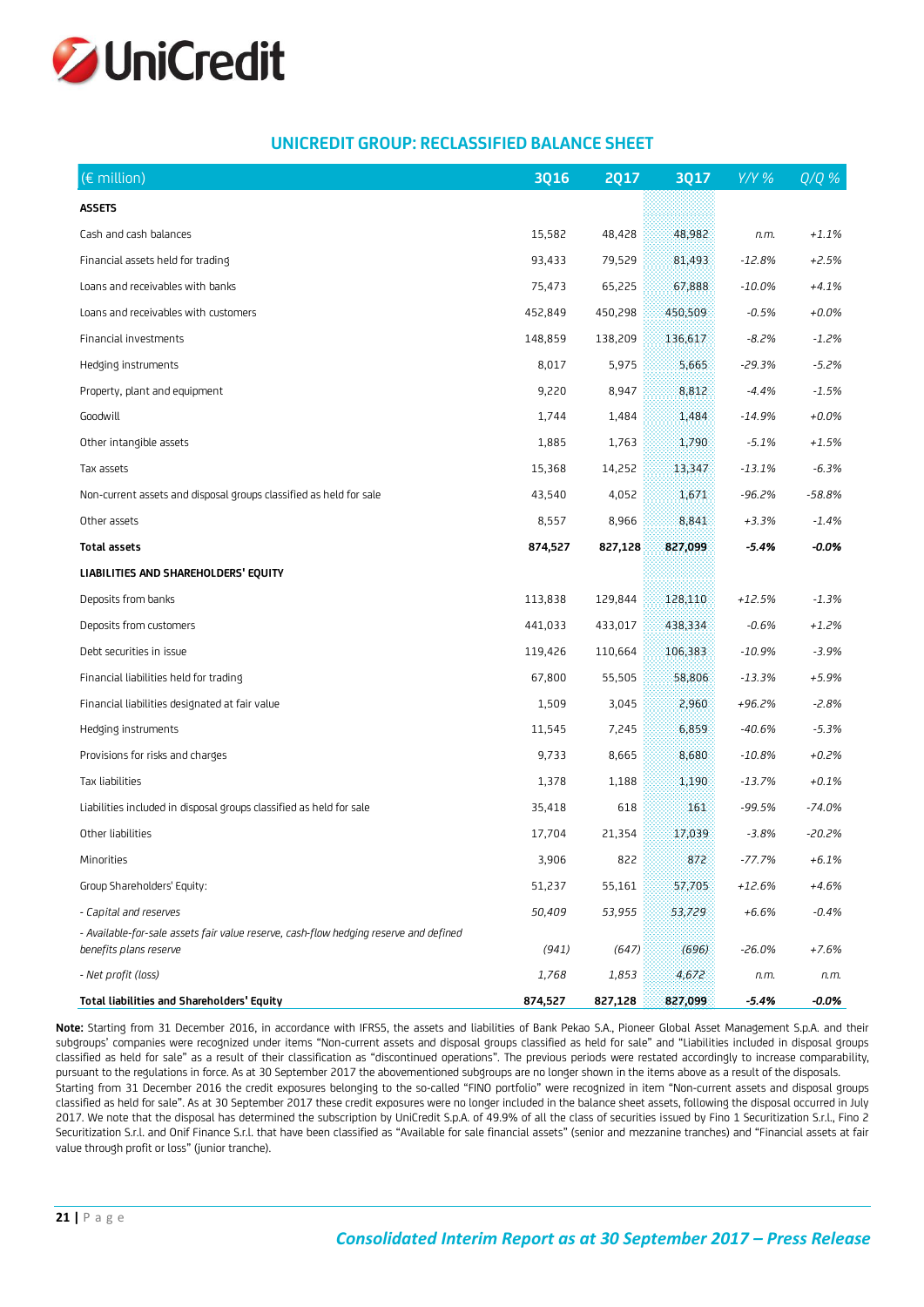## UNICREDIT GROUP: RECLASSIFIED BALANCE SHEET

| (€ million) | 3Q16 | 2Q17 | 3Q17 | *Y/Y %* | *Q/Q %* |
|---|---|---|---|---|---|
| **ASSETS** | | | | | |
| Cash and cash balances | 15,582 | 48,428 | 48,982 | *n.m.* | *+1.1%* |
| Financial assets held for trading | 93,433 | 79,529 | 81,493 | *-12.8%* | *+2.5%* |
| Loans and receivables with banks | 75,473 | 65,225 | 67,888 | *-10.0%* | *+4.1%* |
| Loans and receivables with customers | 452,849 | 450,298 | 450,509 | *-0.5%* | *+0.0%* |
| Financial investments | 148,859 | 138,209 | 136,617 | *-8.2%* | *-1.2%* |
| Hedging instruments | 8,017 | 5,975 | 5,665 | *-29.3%* | *-5.2%* |
| Property, plant and equipment | 9,220 | 8,947 | 8,812 | *-4.4%* | *-1.5%* |
| Goodwill | 1,744 | 1,484 | 1,484 | *-14.9%* | *+0.0%* |
| Other intangible assets | 1,885 | 1,763 | 1,790 | *-5.1%* | *+1.5%* |
| Tax assets | 15,368 | 14,252 | 13,347 | *-13.1%* | *-6.3%* |
| Non-current assets and disposal groups classified as held for sale | 43,540 | 4,052 | 1,671 | *-96.2%* | *-58.8%* |
| Other assets | 8,557 | 8,966 | 8,841 | *+3.3%* | *-1.4%* |
| **Total assets** | **874,527** | **827,128** | **827,099** | ***-5.4%*** | ***-0.0%*** |
| **LIABILITIES AND SHAREHOLDERS' EQUITY** | | | | | |
| Deposits from banks | 113,838 | 129,844 | 128,110 | *+12.5%* | *-1.3%* |
| Deposits from customers | 441,033 | 433,017 | 438,334 | *-0.6%* | *+1.2%* |
| Debt securities in issue | 119,426 | 110,664 | 106,383 | *-10.9%* | *-3.9%* |
| Financial liabilities held for trading | 67,800 | 55,505 | 58,806 | *-13.3%* | *+5.9%* |
| Financial liabilities designated at fair value | 1,509 | 3,045 | 2,960 | *+96.2%* | *-2.8%* |
| Hedging instruments | 11,545 | 7,245 | 6,859 | *-40.6%* | *-5.3%* |
| Provisions for risks and charges | 9,733 | 8,665 | 8,680 | *-10.8%* | *+0.2%* |
| Tax liabilities | 1,378 | 1,188 | 1,190 | *-13.7%* | *+0.1%* |
| Liabilities included in disposal groups classified as held for sale | 35,418 | 618 | 161 | *-99.5%* | *-74.0%* |
| Other liabilities | 17,704 | 21,354 | 17,039 | *-3.8%* | *-20.2%* |
| Minorities | 3,906 | 822 | 872 | *-77.7%* | *+6.1%* |
| Group Shareholders' Equity: | 51,237 | 55,161 | 57,705 | *+12.6%* | *+4.6%* |
| *- Capital and reserves* | *50,409* | *53,955* | *53,729* | *+6.6%* | *-0.4%* |
| *- Available-for-sale assets fair value reserve, cash-flow hedging reserve and defined benefits plans reserve* | *(941)* | *(647)* | *(696)* | *-26.0%* | *+7.6%* |
| *- Net profit (loss)* | *1,768* | *1,853* | *4,672* | *n.m.* | *n.m.* |
| **Total liabilities and Shareholders' Equity** | **874,527** | **827,128** | **827,099** | ***-5.4%*** | ***-0.0%*** |

**Note:** Starting from 31 December 2016, in accordance with IFRS5, the assets and liabilities of Bank Pekao S.A., Pioneer Global Asset Management S.p.A. and their subgroups' companies were recognized under items "Non-current assets and disposal groups classified as held for sale" and "Liabilities included in disposal groups classified as held for sale" as a result of their classification as "discontinued operations". The previous periods were restated accordingly to increase comparability, pursuant to the regulations in force. As at 30 September 2017 the abovementioned subgroups are no longer shown in the items above as a result of the disposals.
Starting from 31 December 2016 the credit exposures belonging to the so-called "FINO portfolio" were recognized in item "Non-current assets and disposal groups classified as held for sale". As at 30 September 2017 these credit exposures were no longer included in the balance sheet assets, following the disposal occurred in July 2017. We note that the disposal has determined the subscription by UniCredit S.p.A. of 49.9% of all the class of securities issued by Fino 1 Securitization S.r.l., Fino 2 Securitization S.r.l. and Onif Finance S.r.l. that have been classified as "Available for sale financial assets" (senior and mezzanine tranches) and "Financial assets at fair value through profit or loss" (junior tranche).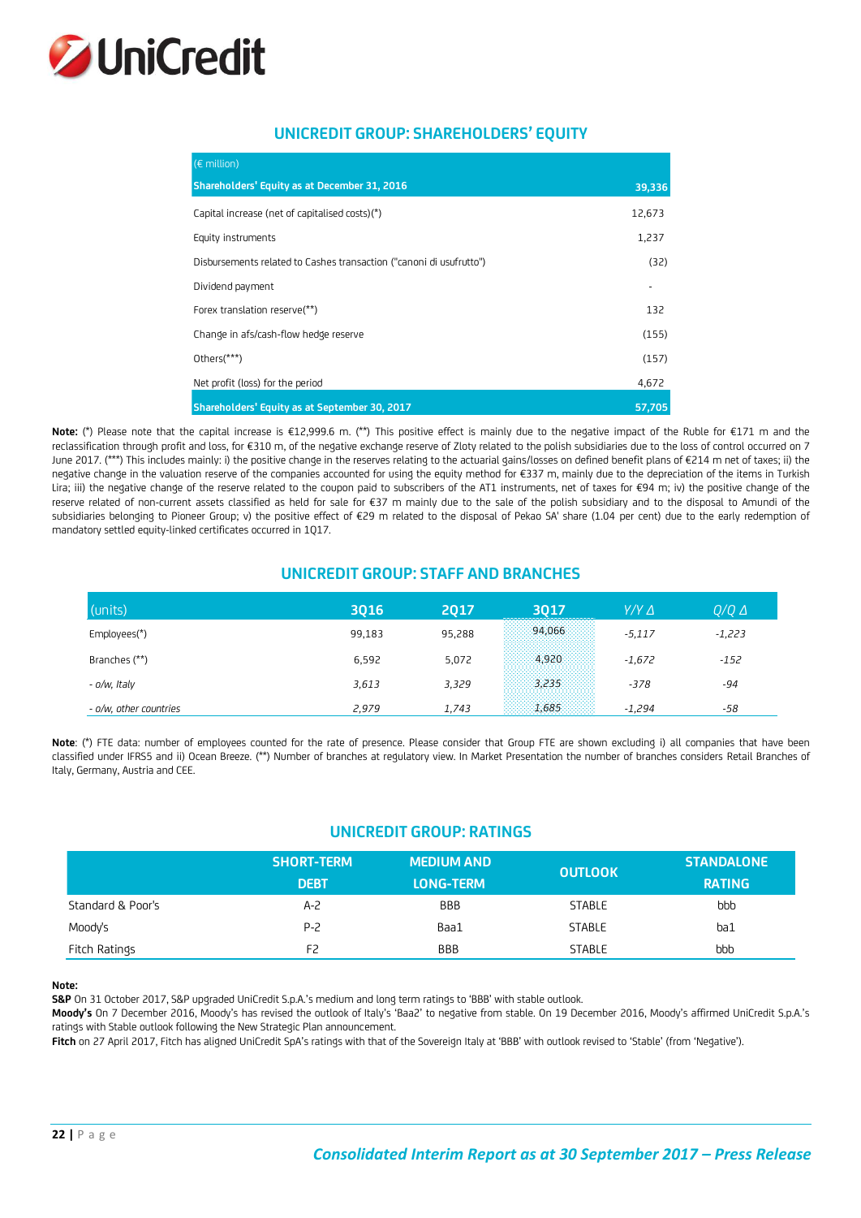## UNICREDIT GROUP: SHAREHOLDERS' EQUITY

| (€ million) | |
|---|---|
| **Shareholders' Equity as at December 31, 2016** | **39,336** |
| Capital increase (net of capitalised costs)(*) | 12,673 |
| Equity instruments | 1,237 |
| Disbursements related to Cashes transaction ("canoni di usufrutto") | (32) |
| Dividend payment | - |
| Forex translation reserve(**) | 132 |
| Change in afs/cash-flow hedge reserve | (155) |
| Others(***) | (157) |
| Net profit (loss) for the period | 4,672 |
| **Shareholders' Equity as at September 30, 2017** | **57,705** |

**Note:** (*) Please note that the capital increase is €12,999.6 m. (**) This positive effect is mainly due to the negative impact of the Ruble for €171 m and the reclassification through profit and loss, for €310 m, of the negative exchange reserve of Zloty related to the polish subsidiaries due to the loss of control occurred on 7 June 2017. (***) This includes mainly: i) the positive change in the reserves relating to the actuarial gains/losses on defined benefit plans of €214 m net of taxes; ii) the negative change in the valuation reserve of the companies accounted for using the equity method for €337 m, mainly due to the depreciation of the items in Turkish Lira; iii) the negative change of the reserve related to the coupon paid to subscribers of the AT1 instruments, net of taxes for €94 m; iv) the positive change of the reserve related of non-current assets classified as held for sale for €37 m mainly due to the sale of the polish subsidiary and to the disposal to Amundi of the subsidiaries belonging to Pioneer Group; v) the positive effect of €29 m related to the disposal of Pekao SA' share (1.04 per cent) due to the early redemption of mandatory settled equity-linked certificates occurred in 1Q17.

## UNICREDIT GROUP: STAFF AND BRANCHES

| (units) | 3Q16 | 2Q17 | 3Q17 | Y/Y Δ | Q/Q Δ |
|---|---|---|---|---|---|
| Employees(*) | 99,183 | 95,288 | 94,066 | *-5,117* | *-1,223* |
| Branches (**) | 6,592 | 5,072 | 4,920 | *-1,672* | *-152* |
| *- o/w, Italy* | *3,613* | *3,329* | *3,235* | *-378* | *-94* |
| *- o/w, other countries* | *2,979* | *1,743* | *1,685* | *-1,294* | *-58* |

**Note**: (*) FTE data: number of employees counted for the rate of presence. Please consider that Group FTE are shown excluding i) all companies that have been classified under IFRS5 and ii) Ocean Breeze. (**) Number of branches at regulatory view. In Market Presentation the number of branches considers Retail Branches of Italy, Germany, Austria and CEE.

## UNICREDIT GROUP: RATINGS

| | SHORT-TERM DEBT | MEDIUM AND LONG-TERM | OUTLOOK | STANDALONE RATING |
|---|---|---|---|---|
| Standard & Poor's | A-2 | BBB | STABLE | bbb |
| Moody's | P-2 | Baa1 | STABLE | ba1 |
| Fitch Ratings | F2 | BBB | STABLE | bbb |

**Note:**
**S&P** On 31 October 2017, S&P upgraded UniCredit S.p.A.'s medium and long term ratings to 'BBB' with stable outlook.
**Moody's** On 7 December 2016, Moody's has revised the outlook of Italy's 'Baa2' to negative from stable. On 19 December 2016, Moody's affirmed UniCredit S.p.A.'s ratings with Stable outlook following the New Strategic Plan announcement.
**Fitch** on 27 April 2017, Fitch has aligned UniCredit SpA's ratings with that of the Sovereign Italy at 'BBB' with outlook revised to 'Stable' (from 'Negative').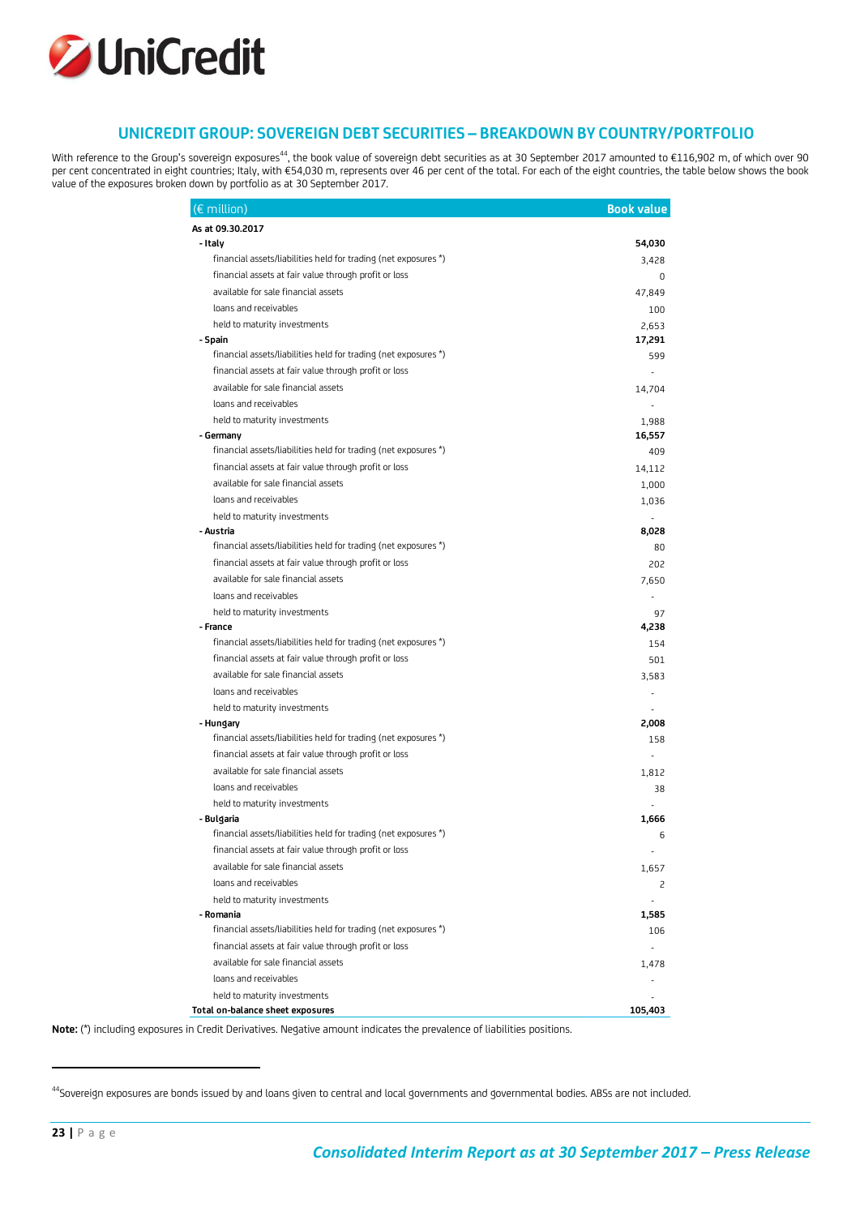## UNICREDIT GROUP: SOVEREIGN DEBT SECURITIES – BREAKDOWN BY COUNTRY/PORTFOLIO

With reference to the Group's sovereign exposures[44], the book value of sovereign debt securities as at 30 September 2017 amounted to €116,902 m, of which over 90 per cent concentrated in eight countries; Italy, with €54,030 m, represents over 46 per cent of the total. For each of the eight countries, the table below shows the book value of the exposures broken down by portfolio as at 30 September 2017.

| (€ million) | Book value |
|---|---|
| **As at 09.30.2017** | |
| **- Italy** | **54,030** |
| financial assets/liabilities held for trading (net exposures *) | 3,428 |
| financial assets at fair value through profit or loss | 0 |
| available for sale financial assets | 47,849 |
| loans and receivables | 100 |
| held to maturity investments | 2,653 |
| **- Spain** | **17,291** |
| financial assets/liabilities held for trading (net exposures *) | 599 |
| financial assets at fair value through profit or loss | - |
| available for sale financial assets | 14,704 |
| loans and receivables | - |
| held to maturity investments | 1,988 |
| **- Germany** | **16,557** |
| financial assets/liabilities held for trading (net exposures *) | 409 |
| financial assets at fair value through profit or loss | 14,112 |
| available for sale financial assets | 1,000 |
| loans and receivables | 1,036 |
| held to maturity investments | - |
| **- Austria** | **8,028** |
| financial assets/liabilities held for trading (net exposures *) | 80 |
| financial assets at fair value through profit or loss | 202 |
| available for sale financial assets | 7,650 |
| loans and receivables | - |
| held to maturity investments | 97 |
| **- France** | **4,238** |
| financial assets/liabilities held for trading (net exposures *) | 154 |
| financial assets at fair value through profit or loss | 501 |
| available for sale financial assets | 3,583 |
| loans and receivables | - |
| held to maturity investments | - |
| **- Hungary** | **2,008** |
| financial assets/liabilities held for trading (net exposures *) | 158 |
| financial assets at fair value through profit or loss | - |
| available for sale financial assets | 1,812 |
| loans and receivables | 38 |
| held to maturity investments | - |
| **- Bulgaria** | **1,666** |
| financial assets/liabilities held for trading (net exposures *) | 6 |
| financial assets at fair value through profit or loss | - |
| available for sale financial assets | 1,657 |
| loans and receivables | 2 |
| held to maturity investments | - |
| **- Romania** | **1,585** |
| financial assets/liabilities held for trading (net exposures *) | 106 |
| financial assets at fair value through profit or loss | - |
| available for sale financial assets | 1,478 |
| loans and receivables | - |
| held to maturity investments | - |
| **Total on-balance sheet exposures** | **105,403** |

**Note:** (*) including exposures in Credit Derivatives. Negative amount indicates the prevalence of liabilities positions.

[44] Sovereign exposures are bonds issued by and loans given to central and local governments and governmental bodies. ABSs are not included.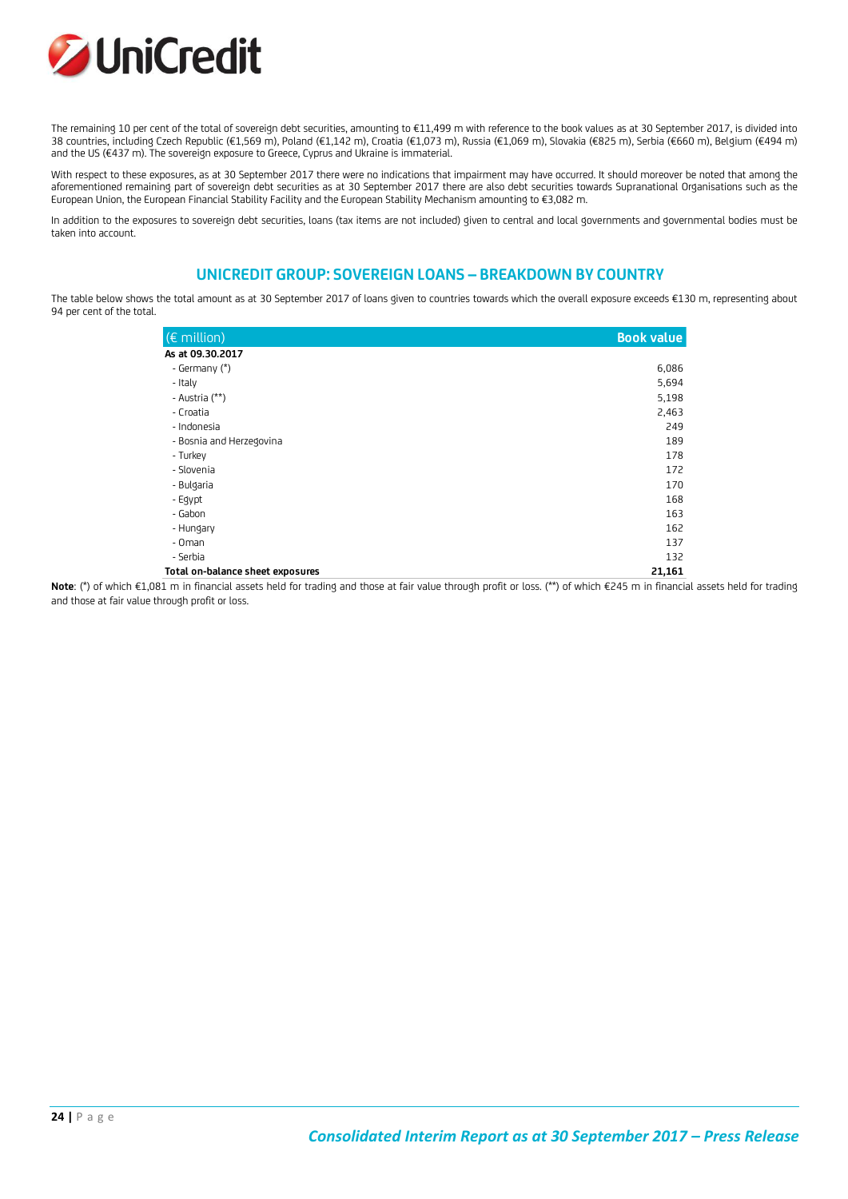The remaining 10 per cent of the total of sovereign debt securities, amounting to €11,499 m with reference to the book values as at 30 September 2017, is divided into 38 countries, including Czech Republic (€1,569 m), Poland (€1,142 m), Croatia (€1,073 m), Russia (€1,069 m), Slovakia (€825 m), Serbia (€660 m), Belgium (€494 m) and the US (€437 m). The sovereign exposure to Greece, Cyprus and Ukraine is immaterial.

With respect to these exposures, as at 30 September 2017 there were no indications that impairment may have occurred. It should moreover be noted that among the aforementioned remaining part of sovereign debt securities as at 30 September 2017 there are also debt securities towards Supranational Organisations such as the European Union, the European Financial Stability Facility and the European Stability Mechanism amounting to €3,082 m.

In addition to the exposures to sovereign debt securities, loans (tax items are not included) given to central and local governments and governmental bodies must be taken into account.

## UNICREDIT GROUP: SOVEREIGN LOANS – BREAKDOWN BY COUNTRY

The table below shows the total amount as at 30 September 2017 of loans given to countries towards which the overall exposure exceeds €130 m, representing about 94 per cent of the total.

| (€ million) | Book value |
|---|---|
| **As at 09.30.2017** | |
| - Germany (*) | 6,086 |
| - Italy | 5,694 |
| - Austria (**) | 5,198 |
| - Croatia | 2,463 |
| - Indonesia | 249 |
| - Bosnia and Herzegovina | 189 |
| - Turkey | 178 |
| - Slovenia | 172 |
| - Bulgaria | 170 |
| - Egypt | 168 |
| - Gabon | 163 |
| - Hungary | 162 |
| - Oman | 137 |
| - Serbia | 132 |
| **Total on-balance sheet exposures** | **21,161** |

**Note**: (*) of which €1,081 m in financial assets held for trading and those at fair value through profit or loss. (**) of which €245 m in financial assets held for trading and those at fair value through profit or loss.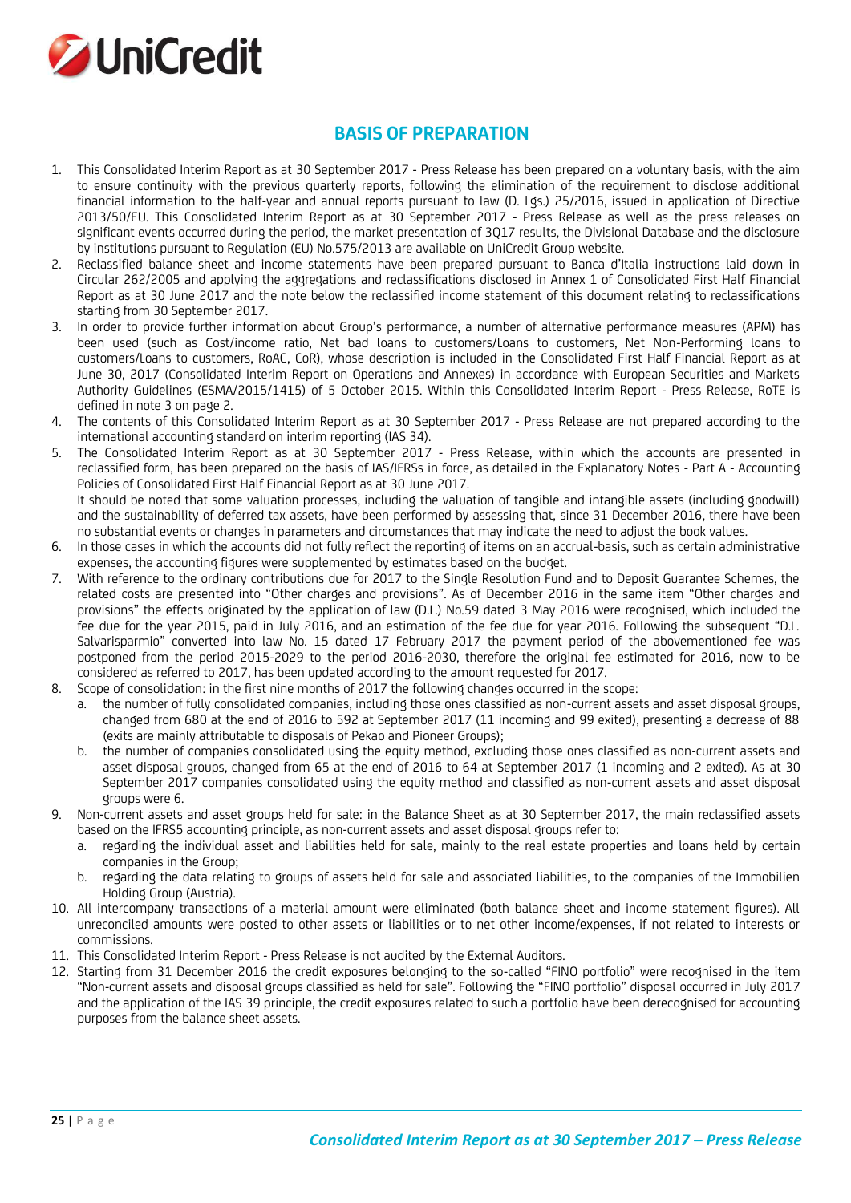# BASIS OF PREPARATION

1. This Consolidated Interim Report as at 30 September 2017 - Press Release has been prepared on a voluntary basis, with the aim to ensure continuity with the previous quarterly reports, following the elimination of the requirement to disclose additional financial information to the half-year and annual reports pursuant to law (D. Lgs.) 25/2016, issued in application of Directive 2013/50/EU. This Consolidated Interim Report as at 30 September 2017 - Press Release as well as the press releases on significant events occurred during the period, the market presentation of 3Q17 results, the Divisional Database and the disclosure by institutions pursuant to Regulation (EU) No.575/2013 are available on UniCredit Group website.
2. Reclassified balance sheet and income statements have been prepared pursuant to Banca d'Italia instructions laid down in Circular 262/2005 and applying the aggregations and reclassifications disclosed in Annex 1 of Consolidated First Half Financial Report as at 30 June 2017 and the note below the reclassified income statement of this document relating to reclassifications starting from 30 September 2017.
3. In order to provide further information about Group's performance, a number of alternative performance measures (APM) has been used (such as Cost/income ratio, Net bad loans to customers/Loans to customers, Net Non-Performing loans to customers/Loans to customers, RoAC, CoR), whose description is included in the Consolidated First Half Financial Report as at June 30, 2017 (Consolidated Interim Report on Operations and Annexes) in accordance with European Securities and Markets Authority Guidelines (ESMA/2015/1415) of 5 October 2015. Within this Consolidated Interim Report - Press Release, RoTE is defined in note 3 on page 2.
4. The contents of this Consolidated Interim Report as at 30 September 2017 - Press Release are not prepared according to the international accounting standard on interim reporting (IAS 34).
5. The Consolidated Interim Report as at 30 September 2017 - Press Release, within which the accounts are presented in reclassified form, has been prepared on the basis of IAS/IFRSs in force, as detailed in the Explanatory Notes - Part A - Accounting Policies of Consolidated First Half Financial Report as at 30 June 2017.
   It should be noted that some valuation processes, including the valuation of tangible and intangible assets (including goodwill) and the sustainability of deferred tax assets, have been performed by assessing that, since 31 December 2016, there have been no substantial events or changes in parameters and circumstances that may indicate the need to adjust the book values.
6. In those cases in which the accounts did not fully reflect the reporting of items on an accrual-basis, such as certain administrative expenses, the accounting figures were supplemented by estimates based on the budget.
7. With reference to the ordinary contributions due for 2017 to the Single Resolution Fund and to Deposit Guarantee Schemes, the related costs are presented into "Other charges and provisions". As of December 2016 in the same item "Other charges and provisions" the effects originated by the application of law (D.L.) No.59 dated 3 May 2016 were recognised, which included the fee due for the year 2015, paid in July 2016, and an estimation of the fee due for year 2016. Following the subsequent "D.L. Salvarisparmio" converted into law No. 15 dated 17 February 2017 the payment period of the abovementioned fee was postponed from the period 2015-2029 to the period 2016-2030, therefore the original fee estimated for 2016, now to be considered as referred to 2017, has been updated according to the amount requested for 2017.
8. Scope of consolidation: in the first nine months of 2017 the following changes occurred in the scope:
   a. the number of fully consolidated companies, including those ones classified as non-current assets and asset disposal groups, changed from 680 at the end of 2016 to 592 at September 2017 (11 incoming and 99 exited), presenting a decrease of 88 (exits are mainly attributable to disposals of Pekao and Pioneer Groups);
   b. the number of companies consolidated using the equity method, excluding those ones classified as non-current assets and asset disposal groups, changed from 65 at the end of 2016 to 64 at September 2017 (1 incoming and 2 exited). As at 30 September 2017 companies consolidated using the equity method and classified as non-current assets and asset disposal groups were 6.
9. Non-current assets and asset groups held for sale: in the Balance Sheet as at 30 September 2017, the main reclassified assets based on the IFRS5 accounting principle, as non-current assets and asset disposal groups refer to:
   a. regarding the individual asset and liabilities held for sale, mainly to the real estate properties and loans held by certain companies in the Group;
   b. regarding the data relating to groups of assets held for sale and associated liabilities, to the companies of the Immobilien Holding Group (Austria).
10. All intercompany transactions of a material amount were eliminated (both balance sheet and income statement figures). All unreconciled amounts were posted to other assets or liabilities or to net other income/expenses, if not related to interests or commissions.
11. This Consolidated Interim Report - Press Release is not audited by the External Auditors.
12. Starting from 31 December 2016 the credit exposures belonging to the so-called "FINO portfolio" were recognised in the item "Non-current assets and disposal groups classified as held for sale". Following the "FINO portfolio" disposal occurred in July 2017 and the application of the IAS 39 principle, the credit exposures related to such a portfolio have been derecognised for accounting purposes from the balance sheet assets.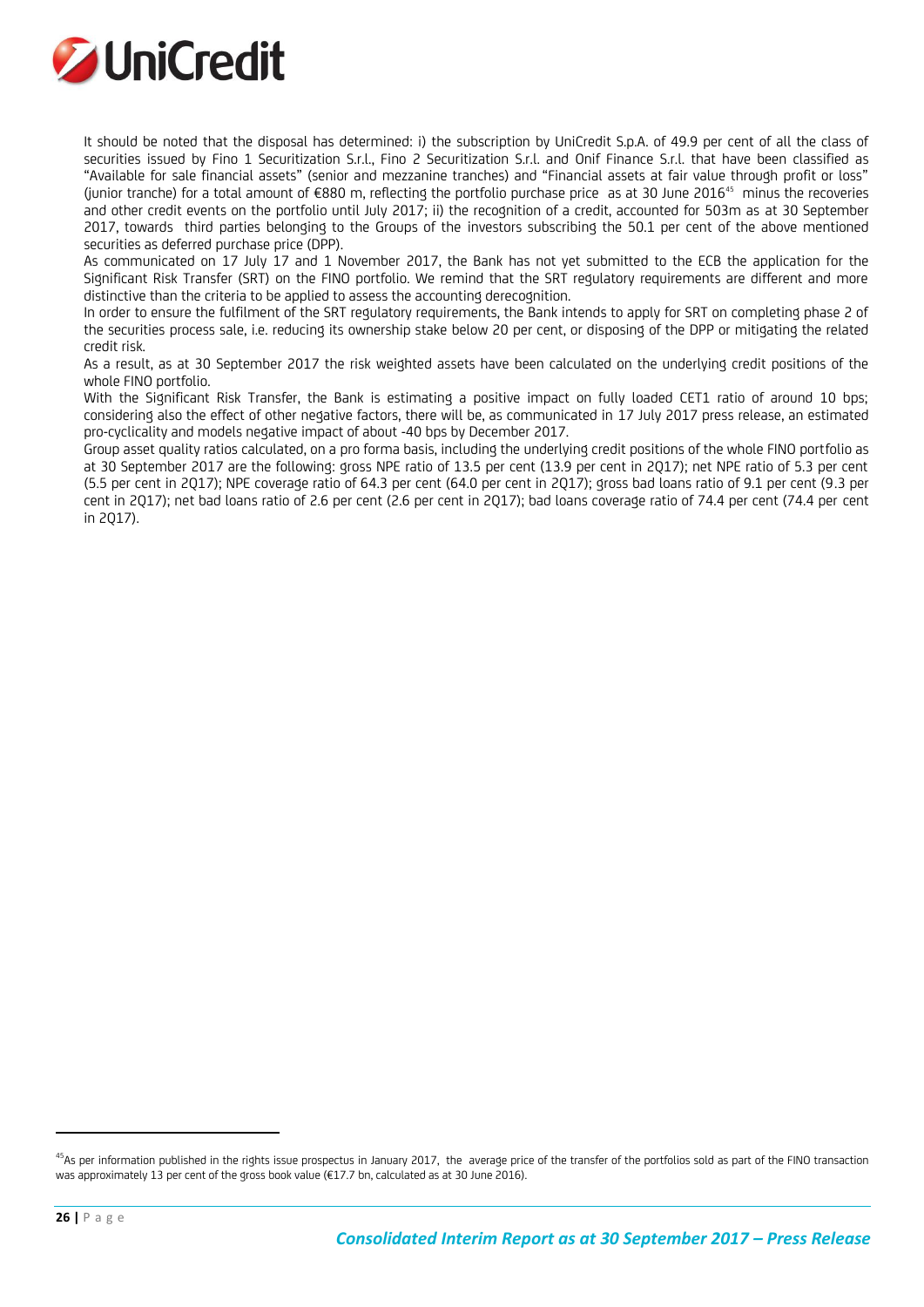It should be noted that the disposal has determined: i) the subscription by UniCredit S.p.A. of 49.9 per cent of all the class of securities issued by Fino 1 Securitization S.r.l., Fino 2 Securitization S.r.l. and Onif Finance S.r.l. that have been classified as "Available for sale financial assets" (senior and mezzanine tranches) and "Financial assets at fair value through profit or loss" (junior tranche) for a total amount of €880 m, reflecting the portfolio purchase price as at 30 June 2016[45] minus the recoveries and other credit events on the portfolio until July 2017; ii) the recognition of a credit, accounted for 503m as at 30 September 2017, towards third parties belonging to the Groups of the investors subscribing the 50.1 per cent of the above mentioned securities as deferred purchase price (DPP).

As communicated on 17 July 17 and 1 November 2017, the Bank has not yet submitted to the ECB the application for the Significant Risk Transfer (SRT) on the FINO portfolio. We remind that the SRT regulatory requirements are different and more distinctive than the criteria to be applied to assess the accounting derecognition.

In order to ensure the fulfilment of the SRT regulatory requirements, the Bank intends to apply for SRT on completing phase 2 of the securities process sale, i.e. reducing its ownership stake below 20 per cent, or disposing of the DPP or mitigating the related credit risk.

As a result, as at 30 September 2017 the risk weighted assets have been calculated on the underlying credit positions of the whole FINO portfolio.

With the Significant Risk Transfer, the Bank is estimating a positive impact on fully loaded CET1 ratio of around 10 bps; considering also the effect of other negative factors, there will be, as communicated in 17 July 2017 press release, an estimated pro-cyclicality and models negative impact of about -40 bps by December 2017.

Group asset quality ratios calculated, on a pro forma basis, including the underlying credit positions of the whole FINO portfolio as at 30 September 2017 are the following: gross NPE ratio of 13.5 per cent (13.9 per cent in 2Q17); net NPE ratio of 5.3 per cent (5.5 per cent in 2Q17); NPE coverage ratio of 64.3 per cent (64.0 per cent in 2Q17); gross bad loans ratio of 9.1 per cent (9.3 per cent in 2Q17); net bad loans ratio of 2.6 per cent (2.6 per cent in 2Q17); bad loans coverage ratio of 74.4 per cent (74.4 per cent in 2Q17).

---

[45] As per information published in the rights issue prospectus in January 2017, the average price of the transfer of the portfolios sold as part of the FINO transaction was approximately 13 per cent of the gross book value (€17.7 bn, calculated as at 30 June 2016).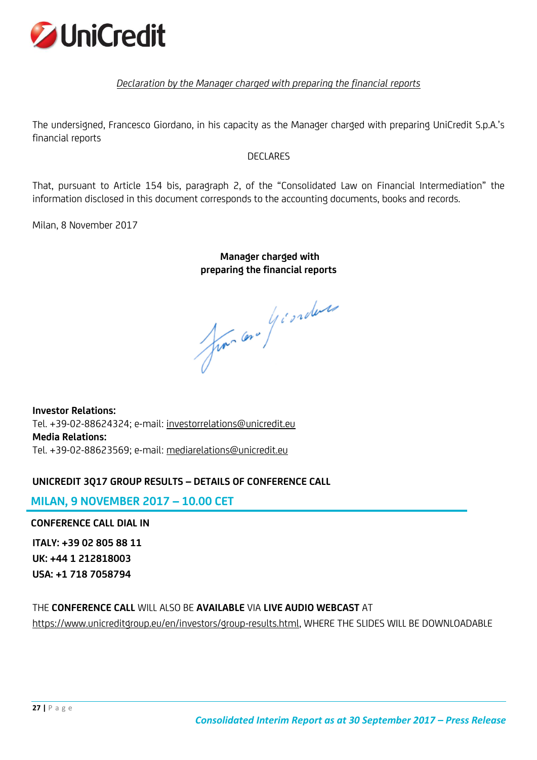*Declaration by the Manager charged with preparing the financial reports*

The undersigned, Francesco Giordano, in his capacity as the Manager charged with preparing UniCredit S.p.A.'s financial reports

DECLARES

That, pursuant to Article 154 bis, paragraph 2, of the "Consolidated Law on Financial Intermediation" the information disclosed in this document corresponds to the accounting documents, books and records.

Milan, 8 November 2017

**Manager charged with**
**preparing the financial reports**

**Investor Relations:**
Tel. +39-02-88624324; e-mail: investorrelations@unicredit.eu
**Media Relations:**
Tel. +39-02-88623569; e-mail: mediarelations@unicredit.eu

**UNICREDIT 3Q17 GROUP RESULTS – DETAILS OF CONFERENCE CALL**

**MILAN, 9 NOVEMBER 2017 – 10.00 CET**

**CONFERENCE CALL DIAL IN**

**ITALY: +39 02 805 88 11**
**UK: +44 1 212818003**
**USA: +1 718 7058794**

THE **CONFERENCE CALL** WILL ALSO BE **AVAILABLE** VIA **LIVE AUDIO WEBCAST** AT https://www.unicreditgroup.eu/en/investors/group-results.html, WHERE THE SLIDES WILL BE DOWNLOADABLE